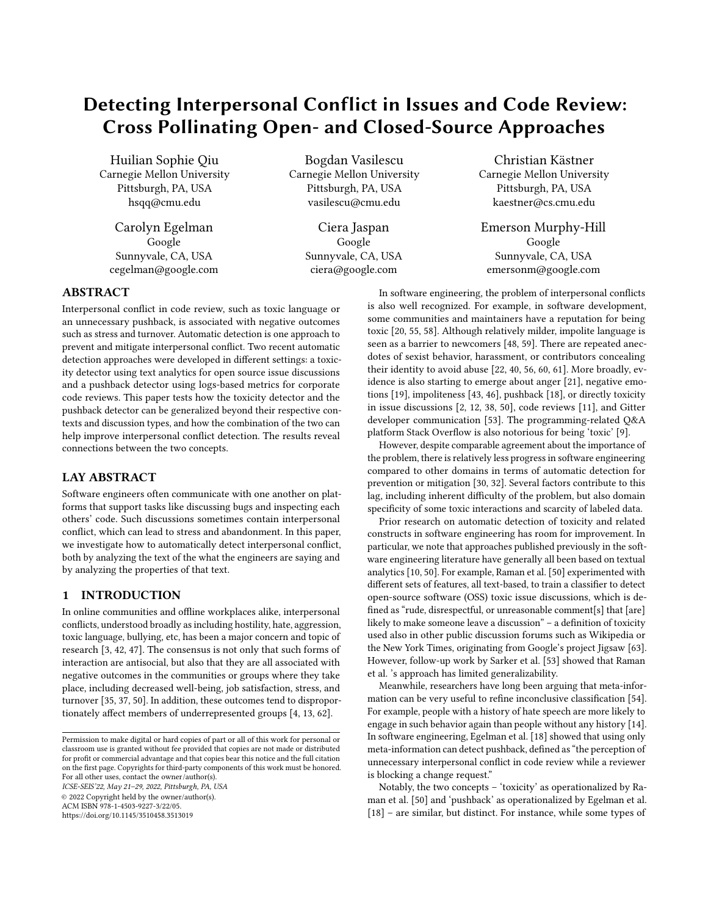# Detecting Interpersonal Conflict in Issues and Code Review: Cross Pollinating Open- and Closed-Source Approaches

Huilian Sophie Qiu
Carnegie Mellon University
Pittsburgh, PA, USA
hsqq@cmu.edu

Bogdan Vasilescu
Carnegie Mellon University
Pittsburgh, PA, USA
vasilescu@cmu.edu

Christian Kästner
Carnegie Mellon University
Pittsburgh, PA, USA
kaestner@cs.cmu.edu

Carolyn Egelman
Google
Sunnyvale, CA, USA
cegelman@google.com

Ciera Jaspan
Google
Sunnyvale, CA, USA
ciera@google.com

Emerson Murphy-Hill
Google
Sunnyvale, CA, USA
emersonm@google.com

## ABSTRACT

Interpersonal conflict in code review, such as toxic language or an unnecessary pushback, is associated with negative outcomes such as stress and turnover. Automatic detection is one approach to prevent and mitigate interpersonal conflict. Two recent automatic detection approaches were developed in different settings: a toxicity detector using text analytics for open source issue discussions and a pushback detector using logs-based metrics for corporate code reviews. This paper tests how the toxicity detector and the pushback detector can be generalized beyond their respective contexts and discussion types, and how the combination of the two can help improve interpersonal conflict detection. The results reveal connections between the two concepts.

## LAY ABSTRACT

Software engineers often communicate with one another on platforms that support tasks like discussing bugs and inspecting each others' code. Such discussions sometimes contain interpersonal conflict, which can lead to stress and abandonment. In this paper, we investigate how to automatically detect interpersonal conflict, both by analyzing the text of the what the engineers are saying and by analyzing the properties of that text.

## 1 INTRODUCTION

In online communities and offline workplaces alike, interpersonal conflicts, understood broadly as including hostility, hate, aggression, toxic language, bullying, etc, has been a major concern and topic of research [3, 42, 47]. The consensus is not only that such forms of interaction are antisocial, but also that they are all associated with negative outcomes in the communities or groups where they take place, including decreased well-being, job satisfaction, stress, and turnover [35, 37, 50]. In addition, these outcomes tend to disproportionately affect members of underrepresented groups [4, 13, 62].

Permission to make digital or hard copies of part or all of this work for personal or classroom use is granted without fee provided that copies are not made or distributed for profit or commercial advantage and that copies bear this notice and the full citation on the first page. Copyrights for third-party components of this work must be honored. For all other uses, contact the owner/author(s).
ICSE-SEIS'22, May 21–29, 2022, Pittsburgh, PA, USA
© 2022 Copyright held by the owner/author(s).
ACM ISBN 978-1-4503-9227-3/22/05.
https://doi.org/10.1145/3510458.3513019

In software engineering, the problem of interpersonal conflicts is also well recognized. For example, in software development, some communities and maintainers have a reputation for being toxic [20, 55, 58]. Although relatively milder, impolite language is seen as a barrier to newcomers [48, 59]. There are repeated anecdotes of sexist behavior, harassment, or contributors concealing their identity to avoid abuse [22, 40, 56, 60, 61]. More broadly, evidence is also starting to emerge about anger [21], negative emotions [19], impoliteness [43, 46], pushback [18], or directly toxicity in issue discussions [2, 12, 38, 50], code reviews [11], and Gitter developer communication [53]. The programming-related Q&A platform Stack Overflow is also notorious for being 'toxic' [9].

However, despite comparable agreement about the importance of the problem, there is relatively less progress in software engineering compared to other domains in terms of automatic detection for prevention or mitigation [30, 32]. Several factors contribute to this lag, including inherent difficulty of the problem, but also domain specificity of some toxic interactions and scarcity of labeled data.

Prior research on automatic detection of toxicity and related constructs in software engineering has room for improvement. In particular, we note that approaches published previously in the software engineering literature have generally all been based on textual analytics [10, 50]. For example, Raman et al. [50] experimented with different sets of features, all text-based, to train a classifier to detect open-source software (OSS) toxic issue discussions, which is defined as "rude, disrespectful, or unreasonable comment[s] that [are] likely to make someone leave a discussion" – a definition of toxicity used also in other public discussion forums such as Wikipedia or the New York Times, originating from Google's project Jigsaw [63]. However, follow-up work by Sarker et al. [53] showed that Raman et al. 's approach has limited generalizability.

Meanwhile, researchers have long been arguing that meta-information can be very useful to refine inconclusive classification [54]. For example, people with a history of hate speech are more likely to engage in such behavior again than people without any history [14]. In software engineering, Egelman et al. [18] showed that using only meta-information can detect pushback, defined as "the perception of unnecessary interpersonal conflict in code review while a reviewer is blocking a change request."

Notably, the two concepts – 'toxicity' as operationalized by Raman et al. [50] and 'pushback' as operationalized by Egelman et al. [18] – are similar, but distinct. For instance, while some types of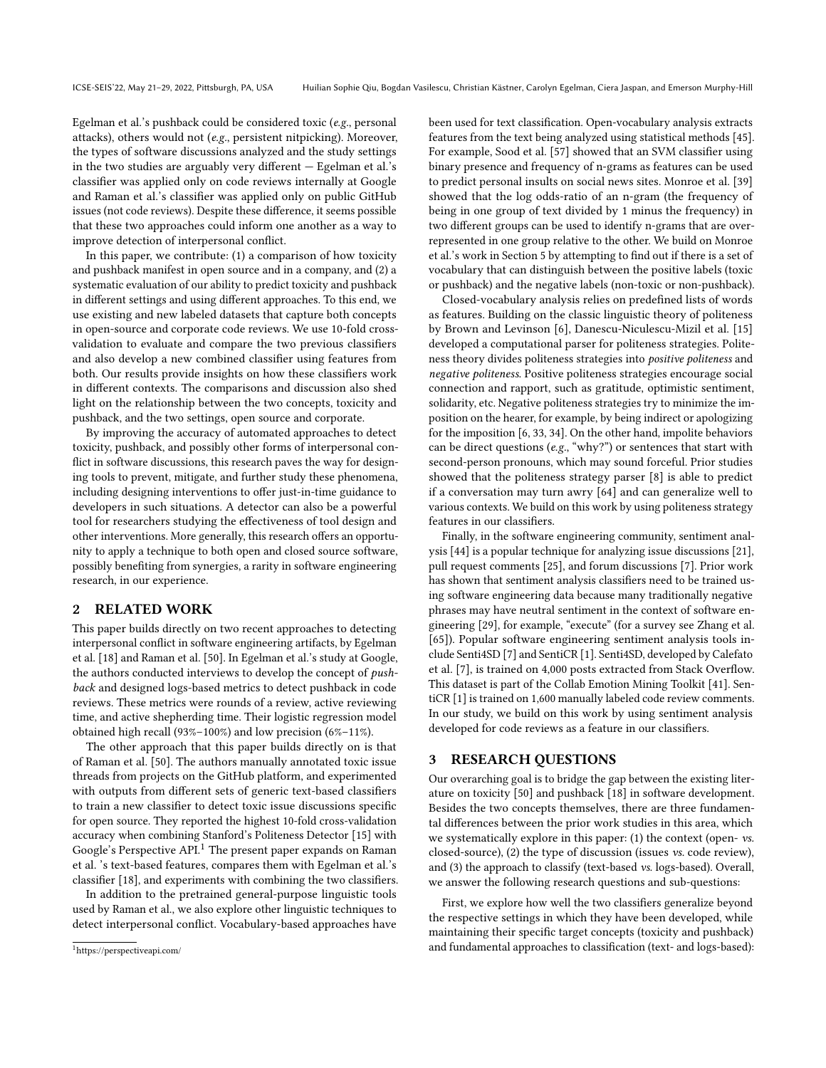Egelman et al.'s pushback could be considered toxic (*e.g.*, personal attacks), others would not (*e.g.*, persistent nitpicking). Moreover, the types of software discussions analyzed and the study settings in the two studies are arguably very different — Egelman et al.'s classifier was applied only on code reviews internally at Google and Raman et al.'s classifier was applied only on public GitHub issues (not code reviews). Despite these difference, it seems possible that these two approaches could inform one another as a way to improve detection of interpersonal conflict.

In this paper, we contribute: (1) a comparison of how toxicity and pushback manifest in open source and in a company, and (2) a systematic evaluation of our ability to predict toxicity and pushback in different settings and using different approaches. To this end, we use existing and new labeled datasets that capture both concepts in open-source and corporate code reviews. We use 10-fold cross-validation to evaluate and compare the two previous classifiers and also develop a new combined classifier using features from both. Our results provide insights on how these classifiers work in different contexts. The comparisons and discussion also shed light on the relationship between the two concepts, toxicity and pushback, and the two settings, open source and corporate.

By improving the accuracy of automated approaches to detect toxicity, pushback, and possibly other forms of interpersonal conflict in software discussions, this research paves the way for designing tools to prevent, mitigate, and further study these phenomena, including designing interventions to offer just-in-time guidance to developers in such situations. A detector can also be a powerful tool for researchers studying the effectiveness of tool design and other interventions. More generally, this research offers an opportunity to apply a technique to both open and closed source software, possibly benefiting from synergies, a rarity in software engineering research, in our experience.

## 2 RELATED WORK

This paper builds directly on two recent approaches to detecting interpersonal conflict in software engineering artifacts, by Egelman et al. [18] and Raman et al. [50]. In Egelman et al.'s study at Google, the authors conducted interviews to develop the concept of *pushback* and designed logs-based metrics to detect pushback in code reviews. These metrics were rounds of a review, active reviewing time, and active shepherding time. Their logistic regression model obtained high recall (93%–100%) and low precision (6%–11%).

The other approach that this paper builds directly on is that of Raman et al. [50]. The authors manually annotated toxic issue threads from projects on the GitHub platform, and experimented with outputs from different sets of generic text-based classifiers to train a new classifier to detect toxic issue discussions specific for open source. They reported the highest 10-fold cross-validation accuracy when combining Stanford's Politeness Detector [15] with Google's Perspective API.[1] The present paper expands on Raman et al. 's text-based features, compares them with Egelman et al.'s classifier [18], and experiments with combining the two classifiers.

In addition to the pretrained general-purpose linguistic tools used by Raman et al., we also explore other linguistic techniques to detect interpersonal conflict. Vocabulary-based approaches have been used for text classification. Open-vocabulary analysis extracts features from the text being analyzed using statistical methods [45]. For example, Sood et al. [57] showed that an SVM classifier using binary presence and frequency of n-grams as features can be used to predict personal insults on social news sites. Monroe et al. [39] showed that the log odds-ratio of an n-gram (the frequency of being in one group of text divided by 1 minus the frequency) in two different groups can be used to identify n-grams that are over-represented in one group relative to the other. We build on Monroe et al.'s work in Section 5 by attempting to find out if there is a set of vocabulary that can distinguish between the positive labels (toxic or pushback) and the negative labels (non-toxic or non-pushback).

Closed-vocabulary analysis relies on predefined lists of words as features. Building on the classic linguistic theory of politeness by Brown and Levinson [6], Danescu-Niculescu-Mizil et al. [15] developed a computational parser for politeness strategies. Politeness theory divides politeness strategies into *positive politeness* and *negative politeness*. Positive politeness strategies encourage social connection and rapport, such as gratitude, optimistic sentiment, solidarity, etc. Negative politeness strategies try to minimize the imposition on the hearer, for example, by being indirect or apologizing for the imposition [6, 33, 34]. On the other hand, impolite behaviors can be direct questions (*e.g.*, "why?") or sentences that start with second-person pronouns, which may sound forceful. Prior studies showed that the politeness strategy parser [8] is able to predict if a conversation may turn awry [64] and can generalize well to various contexts. We build on this work by using politeness strategy features in our classifiers.

Finally, in the software engineering community, sentiment analysis [44] is a popular technique for analyzing issue discussions [21], pull request comments [25], and forum discussions [7]. Prior work has shown that sentiment analysis classifiers need to be trained using software engineering data because many traditionally negative phrases may have neutral sentiment in the context of software engineering [29], for example, "execute" (for a survey see Zhang et al. [65]). Popular software engineering sentiment analysis tools include Senti4SD [7] and SentiCR [1]. Senti4SD, developed by Calefato et al. [7], is trained on 4,000 posts extracted from Stack Overflow. This dataset is part of the Collab Emotion Mining Toolkit [41]. SentiCR [1] is trained on 1,600 manually labeled code review comments. In our study, we build on this work by using sentiment analysis developed for code reviews as a feature in our classifiers.

## 3 RESEARCH QUESTIONS

Our overarching goal is to bridge the gap between the existing literature on toxicity [50] and pushback [18] in software development. Besides the two concepts themselves, there are three fundamental differences between the prior work studies in this area, which we systematically explore in this paper: (1) the context (open- *vs.* closed-source), (2) the type of discussion (issues *vs.* code review), and (3) the approach to classify (text-based *vs.* logs-based). Overall, we answer the following research questions and sub-questions:

First, we explore how well the two classifiers generalize beyond the respective settings in which they have been developed, while maintaining their specific target concepts (toxicity and pushback) and fundamental approaches to classification (text- and logs-based):

[1] https://perspectiveapi.com/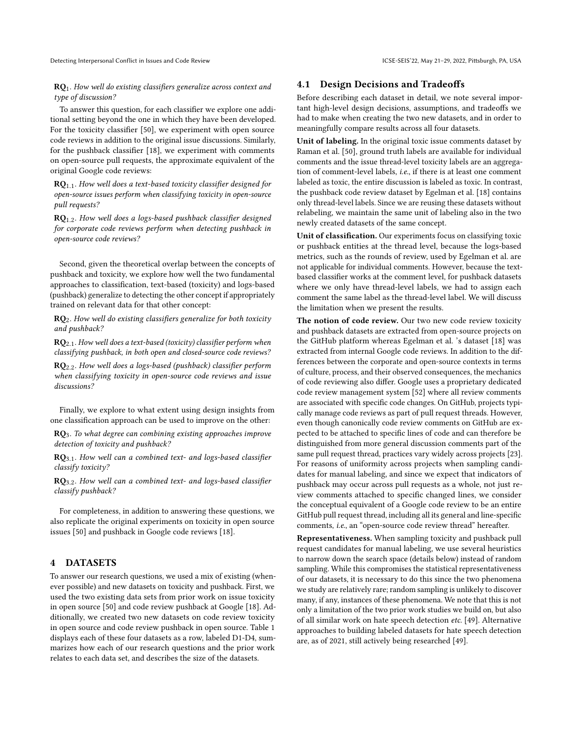**RQ$_1$.** *How well do existing classifiers generalize across context and type of discussion?*

To answer this question, for each classifier we explore one additional setting beyond the one in which they have been developed. For the toxicity classifier [50], we experiment with open source code reviews in addition to the original issue discussions. Similarly, for the pushback classifier [18], we experiment with comments on open-source pull requests, the approximate equivalent of the original Google code reviews:

**RQ$_{1.1}$.** *How well does a text-based toxicity classifier designed for open-source issues perform when classifying toxicity in open-source pull requests?*

**RQ$_{1.2}$.** *How well does a logs-based pushback classifier designed for corporate code reviews perform when detecting pushback in open-source code reviews?*

Second, given the theoretical overlap between the concepts of pushback and toxicity, we explore how well the two fundamental approaches to classification, text-based (toxicity) and logs-based (pushback) generalize to detecting the other concept if appropriately trained on relevant data for that other concept:

**RQ$_2$.** *How well do existing classifiers generalize for both toxicity and pushback?*

**RQ$_{2.1}$.** *How well does a text-based (toxicity) classifier perform when classifying pushback, in both open and closed-source code reviews?*

**RQ$_{2.2}$.** *How well does a logs-based (pushback) classifier perform when classifying toxicity in open-source code reviews and issue discussions?*

Finally, we explore to what extent using design insights from one classification approach can be used to improve on the other:

**RQ$_3$.** *To what degree can combining existing approaches improve detection of toxicity and pushback?*

**RQ$_{3.1}$.** *How well can a combined text- and logs-based classifier classify toxicity?*

**RQ$_{3.2}$.** *How well can a combined text- and logs-based classifier classify pushback?*

For completeness, in addition to answering these questions, we also replicate the original experiments on toxicity in open source issues [50] and pushback in Google code reviews [18].

# 4 DATASETS

To answer our research questions, we used a mix of existing (whenever possible) and new datasets on toxicity and pushback. First, we used the two existing data sets from prior work on issue toxicity in open source [50] and code review pushback at Google [18]. Additionally, we created two new datasets on code review toxicity in open source and code review pushback in open source. Table 1 displays each of these four datasets as a row, labeled D1-D4, summarizes how each of our research questions and the prior work relates to each data set, and describes the size of the datasets.

## 4.1 Design Decisions and Tradeoffs

Before describing each dataset in detail, we note several important high-level design decisions, assumptions, and tradeoffs we had to make when creating the two new datasets, and in order to meaningfully compare results across all four datasets.

**Unit of labeling.** In the original toxic issue comments dataset by Raman et al. [50], ground truth labels are available for individual comments and the issue thread-level toxicity labels are an aggregation of comment-level labels, *i.e.*, if there is at least one comment labeled as toxic, the entire discussion is labeled as toxic. In contrast, the pushback code review dataset by Egelman et al. [18] contains only thread-level labels. Since we are reusing these datasets without relabeling, we maintain the same unit of labeling also in the two newly created datasets of the same concept.

**Unit of classification.** Our experiments focus on classifying toxic or pushback entities at the thread level, because the logs-based metrics, such as the rounds of review, used by Egelman et al. are not applicable for individual comments. However, because the text-based classifier works at the comment level, for pushback datasets where we only have thread-level labels, we had to assign each comment the same label as the thread-level label. We will discuss the limitation when we present the results.

**The notion of code review.** Our two new code review toxicity and pushback datasets are extracted from open-source projects on the GitHub platform whereas Egelman et al. 's dataset [18] was extracted from internal Google code reviews. In addition to the differences between the corporate and open-source contexts in terms of culture, process, and their observed consequences, the mechanics of code reviewing also differ. Google uses a proprietary dedicated code review management system [52] where all review comments are associated with specific code changes. On GitHub, projects typically manage code reviews as part of pull request threads. However, even though canonically code review comments on GitHub are expected to be attached to specific lines of code and can therefore be distinguished from more general discussion comments part of the same pull request thread, practices vary widely across projects [23]. For reasons of uniformity across projects when sampling candidates for manual labeling, and since we expect that indicators of pushback may occur across pull requests as a whole, not just review comments attached to specific changed lines, we consider the conceptual equivalent of a Google code review to be an entire GitHub pull request thread, including all its general and line-specific comments, *i.e.*, an "open-source code review thread" hereafter.

**Representativeness.** When sampling toxicity and pushback pull request candidates for manual labeling, we use several heuristics to narrow down the search space (details below) instead of random sampling. While this compromises the statistical representativeness of our datasets, it is necessary to do this since the two phenomena we study are relatively rare; random sampling is unlikely to discover many, if any, instances of these phenomena. We note that this is not only a limitation of the two prior work studies we build on, but also of all similar work on hate speech detection *etc.* [49]. Alternative approaches to building labeled datasets for hate speech detection are, as of 2021, still actively being researched [49].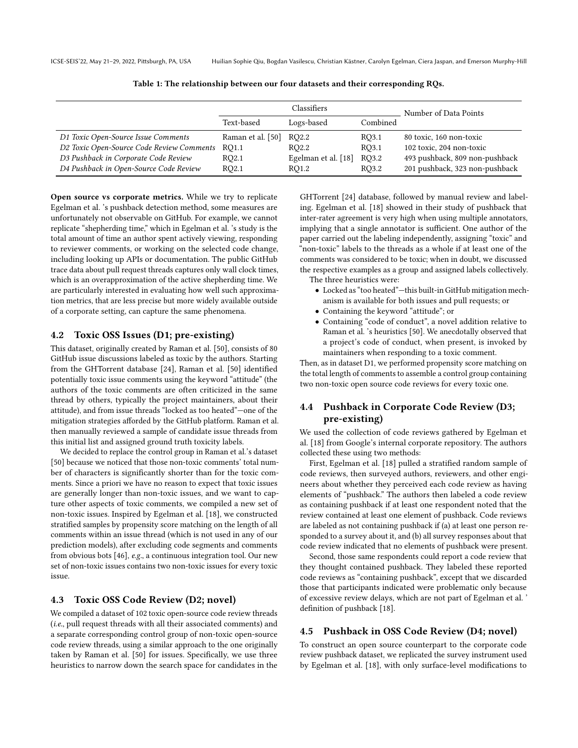Table 1: The relationship between our four datasets and their corresponding RQs.

| | Classifiers | | | Number of Data Points |
|---|---|---|---|---|
| | Text-based | Logs-based | Combined | |
| *D1 Toxic Open-Source Issue Comments* | Raman et al. [50] | RQ2.2 | RQ3.1 | 80 toxic, 160 non-toxic |
| *D2 Toxic Open-Source Code Review Comments* | RQ1.1 | RQ2.2 | RQ3.1 | 102 toxic, 204 non-toxic |
| *D3 Pushback in Corporate Code Review* | RQ2.1 | Egelman et al. [18] | RQ3.2 | 493 pushback, 809 non-pushback |
| *D4 Pushback in Open-Source Code Review* | RQ2.1 | RQ1.2 | RQ3.2 | 201 pushback, 323 non-pushback |

**Open source vs corporate metrics.** While we try to replicate Egelman et al. 's pushback detection method, some measures are unfortunately not observable on GitHub. For example, we cannot replicate "shepherding time," which in Egelman et al. 's study is the total amount of time an author spent actively viewing, responding to reviewer comments, or working on the selected code change, including looking up APIs or documentation. The public GitHub trace data about pull request threads captures only wall clock times, which is an overapproximation of the active shepherding time. We are particularly interested in evaluating how well such approximation metrics, that are less precise but more widely available outside of a corporate setting, can capture the same phenomena.

## 4.2 Toxic OSS Issues (D1; pre-existing)

This dataset, originally created by Raman et al. [50], consists of 80 GitHub issue discussions labeled as toxic by the authors. Starting from the GHTorrent database [24], Raman et al. [50] identified potentially toxic issue comments using the keyword "attitude" (the authors of the toxic comments are often criticized in the same thread by others, typically the project maintainers, about their attitude), and from issue threads "locked as too heated"—one of the mitigation strategies afforded by the GitHub platform. Raman et al. then manually reviewed a sample of candidate issue threads from this initial list and assigned ground truth toxicity labels.

We decided to replace the control group in Raman et al.'s dataset [50] because we noticed that those non-toxic comments' total number of characters is significantly shorter than for the toxic comments. Since a priori we have no reason to expect that toxic issues are generally longer than non-toxic issues, and we want to capture other aspects of toxic comments, we compiled a new set of non-toxic issues. Inspired by Egelman et al. [18], we constructed stratified samples by propensity score matching on the length of all comments within an issue thread (which is not used in any of our prediction models), after excluding code segments and comments from obvious bots [46], *e.g.*, a continuous integration tool. Our new set of non-toxic issues contains two non-toxic issues for every toxic issue.

## 4.3 Toxic OSS Code Review (D2; novel)

We compiled a dataset of 102 toxic open-source code review threads (*i.e.*, pull request threads with all their associated comments) and a separate corresponding control group of non-toxic open-source code review threads, using a similar approach to the one originally taken by Raman et al. [50] for issues. Specifically, we use three heuristics to narrow down the search space for candidates in the GHTorrent [24] database, followed by manual review and labeling. Egelman et al. [18] showed in their study of pushback that inter-rater agreement is very high when using multiple annotators, implying that a single annotator is sufficient. One author of the paper carried out the labeling independently, assigning "toxic" and "non-toxic" labels to the threads as a whole if at least one of the comments was considered to be toxic; when in doubt, we discussed the respective examples as a group and assigned labels collectively.

The three heuristics were:

- Locked as "too heated"—this built-in GitHub mitigation mechanism is available for both issues and pull requests; or
- Containing the keyword "attitude"; or
- Containing "code of conduct", a novel addition relative to Raman et al. 's heuristics [50]. We anecdotally observed that a project's code of conduct, when present, is invoked by maintainers when responding to a toxic comment.

Then, as in dataset D1, we performed propensity score matching on the total length of comments to assemble a control group containing two non-toxic open source code reviews for every toxic one.

## 4.4 Pushback in Corporate Code Review (D3; pre-existing)

We used the collection of code reviews gathered by Egelman et al. [18] from Google's internal corporate repository. The authors collected these using two methods:

First, Egelman et al. [18] pulled a stratified random sample of code reviews, then surveyed authors, reviewers, and other engineers about whether they perceived each code review as having elements of "pushback." The authors then labeled a code review as containing pushback if at least one respondent noted that the review contained at least one element of pushback. Code reviews are labeled as not containing pushback if (a) at least one person responded to a survey about it, and (b) all survey responses about that code review indicated that no elements of pushback were present.

Second, those same respondents could report a code review that they thought contained pushback. They labeled these reported code reviews as "containing pushback", except that we discarded those that participants indicated were problematic only because of excessive review delays, which are not part of Egelman et al. ' definition of pushback [18].

## 4.5 Pushback in OSS Code Review (D4; novel)

To construct an open source counterpart to the corporate code review pushback dataset, we replicated the survey instrument used by Egelman et al. [18], with only surface-level modifications to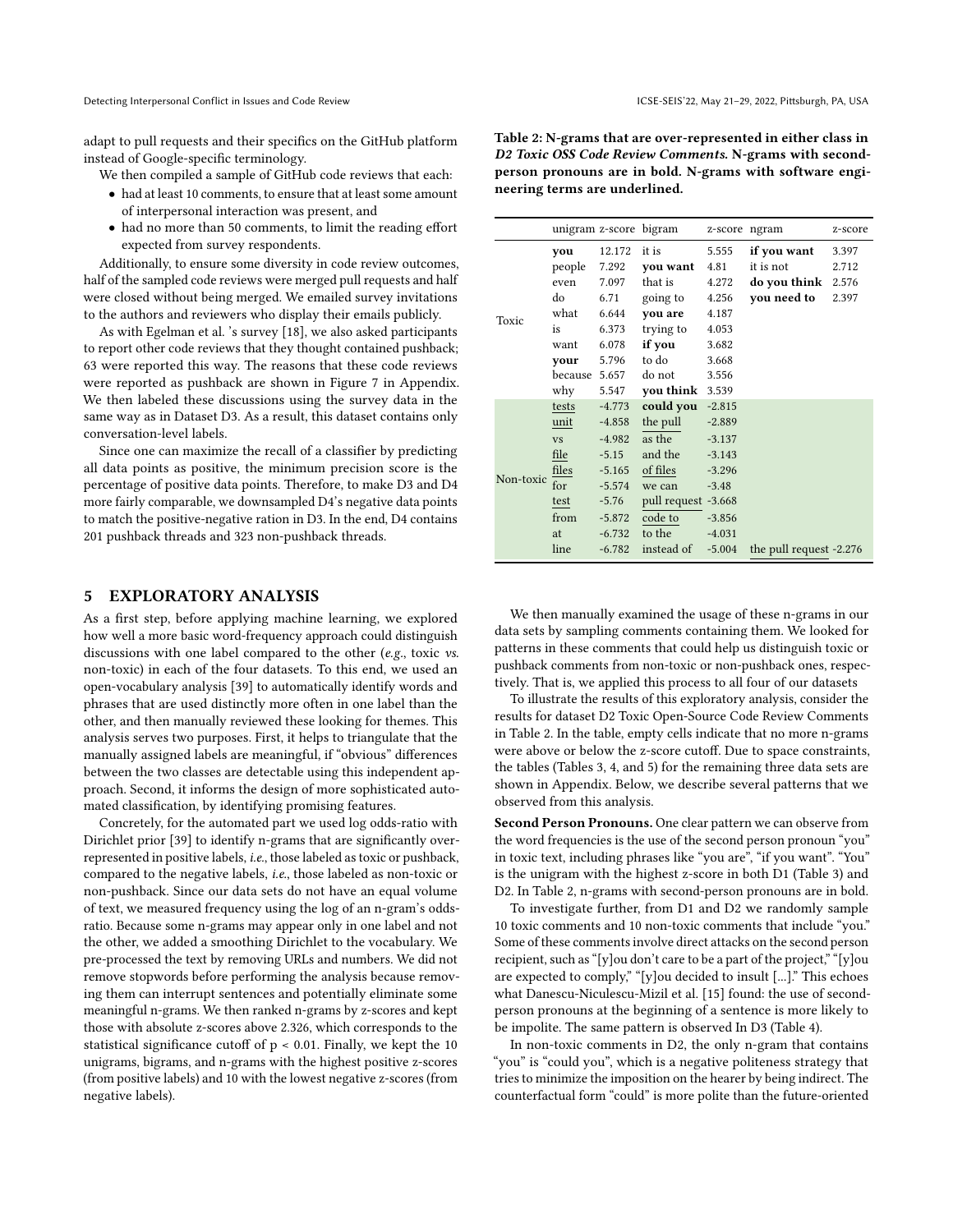adapt to pull requests and their specifics on the GitHub platform instead of Google-specific terminology.

We then compiled a sample of GitHub code reviews that each:

- had at least 10 comments, to ensure that at least some amount of interpersonal interaction was present, and
- had no more than 50 comments, to limit the reading effort expected from survey respondents.

Additionally, to ensure some diversity in code review outcomes, half of the sampled code reviews were merged pull requests and half were closed without being merged. We emailed survey invitations to the authors and reviewers who display their emails publicly.

As with Egelman et al. 's survey [18], we also asked participants to report other code reviews that they thought contained pushback; 63 were reported this way. The reasons that these code reviews were reported as pushback are shown in Figure 7 in Appendix. We then labeled these discussions using the survey data in the same way as in Dataset D3. As a result, this dataset contains only conversation-level labels.

Since one can maximize the recall of a classifier by predicting all data points as positive, the minimum precision score is the percentage of positive data points. Therefore, to make D3 and D4 more fairly comparable, we downsampled D4's negative data points to match the positive-negative ration in D3. In the end, D4 contains 201 pushback threads and 323 non-pushback threads.

## 5 EXPLORATORY ANALYSIS

As a first step, before applying machine learning, we explored how well a more basic word-frequency approach could distinguish discussions with one label compared to the other (*e.g.*, toxic *vs.* non-toxic) in each of the four datasets. To this end, we used an open-vocabulary analysis [39] to automatically identify words and phrases that are used distinctly more often in one label than the other, and then manually reviewed these looking for themes. This analysis serves two purposes. First, it helps to triangulate that the manually assigned labels are meaningful, if "obvious" differences between the two classes are detectable using this independent approach. Second, it informs the design of more sophisticated automated classification, by identifying promising features.

Concretely, for the automated part we used log odds-ratio with Dirichlet prior [39] to identify n-grams that are significantly over-represented in positive labels, *i.e.*, those labeled as toxic or pushback, compared to the negative labels, *i.e.*, those labeled as non-toxic or non-pushback. Since our data sets do not have an equal volume of text, we measured frequency using the log of an n-gram's odds-ratio. Because some n-grams may appear only in one label and not the other, we added a smoothing Dirichlet to the vocabulary. We pre-processed the text by removing URLs and numbers. We did not remove stopwords before performing the analysis because removing them can interrupt sentences and potentially eliminate some meaningful n-grams. We then ranked n-grams by z-scores and kept those with absolute z-scores above 2.326, which corresponds to the statistical significance cutoff of $p < 0.01$. Finally, we kept the 10 unigrams, bigrams, and n-grams with the highest positive z-scores (from positive labels) and 10 with the lowest negative z-scores (from negative labels).

**Table 2: N-grams that are over-represented in either class in *D2 Toxic OSS Code Review Comments*. N-grams with second-person pronouns are in bold. N-grams with software engineering terms are underlined.**

| | unigram | z-score | bigram | z-score | ngram | z-score |
|---|---|---|---|---|---|---|
| Toxic | **you** | 12.172 | it is | 5.555 | **if you want** | 3.397 |
| | people | 7.292 | **you want** | 4.81 | it is not | 2.712 |
| | even | 7.097 | that is | 4.272 | **do you think** | 2.576 |
| | do | 6.71 | going to | 4.256 | **you need to** | 2.397 |
| | what | 6.644 | **you are** | 4.187 | | |
| | is | 6.373 | trying to | 4.053 | | |
| | want | 6.078 | **if you** | 3.682 | | |
| | **your** | 5.796 | to do | 3.668 | | |
| | because | 5.657 | do not | 3.556 | | |
| | why | 5.547 | **you think** | 3.539 | | |
| Non-toxic | <u>tests</u> | -4.773 | **could you** | -2.815 | | |
| | <u>unit</u> | -4.858 | <u>the pull</u> | -2.889 | | |
| | vs | -4.982 | as the | -3.137 | | |
| | <u>file</u> | -5.15 | and the | -3.143 | | |
| | <u>files</u> | -5.165 | <u>of files</u> | -3.296 | | |
| | for | -5.574 | we can | -3.48 | | |
| | <u>test</u> | -5.76 | <u>pull request</u> | -3.668 | | |
| | from | -5.872 | <u>code to</u> | -3.856 | | |
| | at | -6.732 | to the | -4.031 | | |
| | line | -6.782 | instead of | -5.004 | the pull request | -2.276 |

We then manually examined the usage of these n-grams in our data sets by sampling comments containing them. We looked for patterns in these comments that could help us distinguish toxic or pushback comments from non-toxic or non-pushback ones, respectively. That is, we applied this process to all four of our datasets

To illustrate the results of this exploratory analysis, consider the results for dataset D2 Toxic Open-Source Code Review Comments in Table 2. In the table, empty cells indicate that no more n-grams were above or below the z-score cutoff. Due to space constraints, the tables (Tables 3, 4, and 5) for the remaining three data sets are shown in Appendix. Below, we describe several patterns that we observed from this analysis.

**Second Person Pronouns.** One clear pattern we can observe from the word frequencies is the use of the second person pronoun "you" in toxic text, including phrases like "you are", "if you want". "You" is the unigram with the highest z-score in both D1 (Table 3) and D2. In Table 2, n-grams with second-person pronouns are in bold.

To investigate further, from D1 and D2 we randomly sample 10 toxic comments and 10 non-toxic comments that include "you." Some of these comments involve direct attacks on the second person recipient, such as "[y]ou don't care to be a part of the project," "[y]ou are expected to comply," "[y]ou decided to insult [...]." This echoes what Danescu-Niculescu-Mizil et al. [15] found: the use of second-person pronouns at the beginning of a sentence is more likely to be impolite. The same pattern is observed In D3 (Table 4).

In non-toxic comments in D2, the only n-gram that contains "you" is "could you", which is a negative politeness strategy that tries to minimize the imposition on the hearer by being indirect. The counterfactual form "could" is more polite than the future-oriented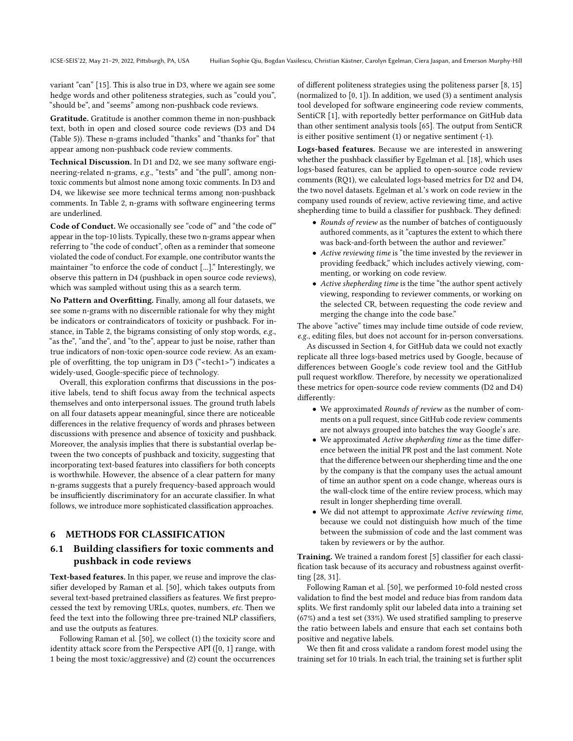variant "can" [15]. This is also true in D3, where we again see some hedge words and other politeness strategies, such as "could you", "should be", and "seems" among non-pushback code reviews.

**Gratitude.** Gratitude is another common theme in non-pushback text, both in open and closed source code reviews (D3 and D4 (Table 5)). These n-grams included "thanks" and "thanks for" that appear among non-pushback code review comments.

**Technical Discussion.** In D1 and D2, we see many software engineering-related n-grams, *e.g.*, "tests" and "the pull", among non-toxic comments but almost none among toxic comments. In D3 and D4, we likewise see more technical terms among non-pushback comments. In Table 2, n-grams with software engineering terms are underlined.

**Code of Conduct.** We occasionally see "code of" and "the code of" appear in the top-10 lists. Typically, these two n-grams appear when referring to "the code of conduct", often as a reminder that someone violated the code of conduct. For example, one contributor wants the maintainer "to enforce the code of conduct [...]." Interestingly, we observe this pattern in D4 (pushback in open source code reviews), which was sampled without using this as a search term.

**No Pattern and Overfitting.** Finally, among all four datasets, we see some n-grams with no discernible rationale for why they might be indicators or contraindicators of toxicity or pushback. For instance, in Table 2, the bigrams consisting of only stop words, *e.g.*, "as the", "and the", and "to the", appear to just be noise, rather than true indicators of non-toxic open-source code review. As an example of overfitting, the top unigram in D3 ("<tech1>") indicates a widely-used, Google-specific piece of technology.

Overall, this exploration confirms that discussions in the positive labels, tend to shift focus away from the technical aspects themselves and onto interpersonal issues. The ground truth labels on all four datasets appear meaningful, since there are noticeable differences in the relative frequency of words and phrases between discussions with presence and absence of toxicity and pushback. Moreover, the analysis implies that there is substantial overlap between the two concepts of pushback and toxicity, suggesting that incorporating text-based features into classifiers for both concepts is worthwhile. However, the absence of a clear pattern for many n-grams suggests that a purely frequency-based approach would be insufficiently discriminatory for an accurate classifier. In what follows, we introduce more sophisticated classification approaches.

## 6 METHODS FOR CLASSIFICATION

### 6.1 Building classifiers for toxic comments and pushback in code reviews

**Text-based features.** In this paper, we reuse and improve the classifier developed by Raman et al. [50], which takes outputs from several text-based pretrained classifiers as features. We first preprocessed the text by removing URLs, quotes, numbers, *etc.* Then we feed the text into the following three pre-trained NLP classifiers, and use the outputs as features.

Following Raman et al. [50], we collect (1) the toxicity score and identity attack score from the Perspective API ([0, 1] range, with 1 being the most toxic/aggressive) and (2) count the occurrences of different politeness strategies using the politeness parser [8, 15] (normalized to [0, 1]). In addition, we used (3) a sentiment analysis tool developed for software engineering code review comments, SentiCR [1], with reportedly better performance on GitHub data than other sentiment analysis tools [65]. The output from SentiCR is either positive sentiment (1) or negative sentiment (-1).

**Logs-based features.** Because we are interested in answering whether the pushback classifier by Egelman et al. [18], which uses logs-based features, can be applied to open-source code review comments (RQ1), we calculated logs-based metrics for D2 and D4, the two novel datasets. Egelman et al.'s work on code review in the company used rounds of review, active reviewing time, and active shepherding time to build a classifier for pushback. They defined:

- *Rounds of review* as the number of batches of contiguously authored comments, as it "captures the extent to which there was back-and-forth between the author and reviewer."
- *Active reviewing time* is "the time invested by the reviewer in providing feedback," which includes actively viewing, commenting, or working on code review.
- *Active shepherding time* is the time "the author spent actively viewing, responding to reviewer comments, or working on the selected CR, between requesting the code review and merging the change into the code base."

The above "active" times may include time outside of code review, *e.g.*, editing files, but does not account for in-person conversations.

As discussed in Section 4, for GitHub data we could not exactly replicate all three logs-based metrics used by Google, because of differences between Google's code review tool and the GitHub pull request workflow. Therefore, by necessity we operationalized these metrics for open-source code review comments (D2 and D4) differently:

- We approximated *Rounds of review* as the number of comments on a pull request, since GitHub code review comments are not always grouped into batches the way Google's are.
- We approximated *Active shepherding time* as the time difference between the initial PR post and the last comment. Note that the difference between our shepherding time and the one by the company is that the company uses the actual amount of time an author spent on a code change, whereas ours is the wall-clock time of the entire review process, which may result in longer shepherding time overall.
- We did not attempt to approximate *Active reviewing time*, because we could not distinguish how much of the time between the submission of code and the last comment was taken by reviewers or by the author.

**Training.** We trained a random forest [5] classifier for each classification task because of its accuracy and robustness against overfitting [28, 31].

Following Raman et al. [50], we performed 10-fold nested cross validation to find the best model and reduce bias from random data splits. We first randomly split our labeled data into a training set (67%) and a test set (33%). We used stratified sampling to preserve the ratio between labels and ensure that each set contains both positive and negative labels.

We then fit and cross validate a random forest model using the training set for 10 trials. In each trial, the training set is further split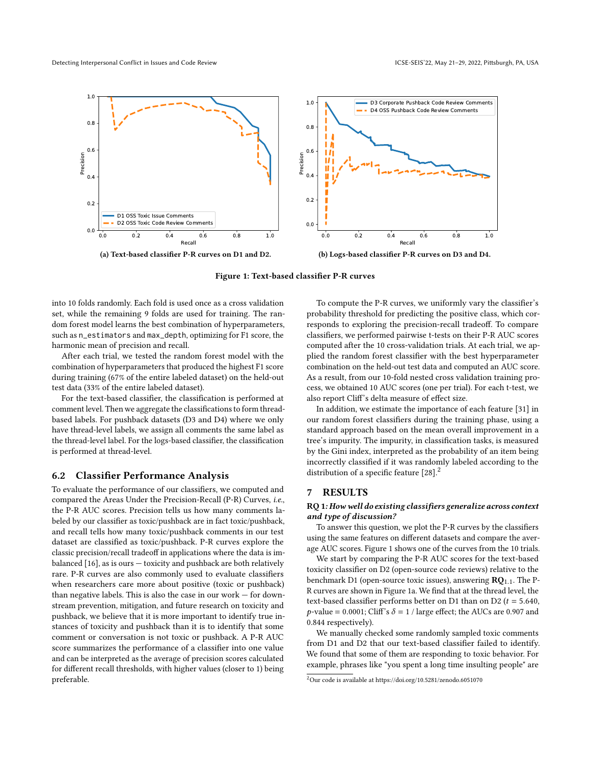(a) Text-based classifier P-R curves on D1 and D2.

(b) Logs-based classifier P-R curves on D3 and D4.

Figure 1: Text-based classifier P-R curves

into 10 folds randomly. Each fold is used once as a cross validation set, while the remaining 9 folds are used for training. The random forest model learns the best combination of hyperparameters, such as `n_estimators` and `max_depth`, optimizing for F1 score, the harmonic mean of precision and recall.

After each trial, we tested the random forest model with the combination of hyperparameters that produced the highest F1 score during training (67% of the entire labeled dataset) on the held-out test data (33% of the entire labeled dataset).

For the text-based classifier, the classification is performed at comment level. Then we aggregate the classifications to form thread-based labels. For pushback datasets (D3 and D4) where we only have thread-level labels, we assign all comments the same label as the thread-level label. For the logs-based classifier, the classification is performed at thread-level.

## 6.2 Classifier Performance Analysis

To evaluate the performance of our classifiers, we computed and compared the Areas Under the Precision-Recall (P-R) Curves, *i.e.*, the P-R AUC scores. Precision tells us how many comments labeled by our classifier as toxic/pushback are in fact toxic/pushback, and recall tells us how many toxic/pushback comments in our test dataset are classified as toxic/pushback. P-R curves explore the classic precision/recall tradeoff in applications where the data is imbalanced [16], as is ours — toxicity and pushback are both relatively rare. P-R curves are also commonly used to evaluate classifiers when researchers care more about positive (toxic or pushback) than negative labels. This is also the case in our work — for downstream prevention, mitigation, and future research on toxicity and pushback, we believe that it is more important to identify true instances of toxicity and pushback than it is to identify that some comment or conversation is not toxic or pushback. A P-R AUC score summarizes the performance of a classifier into one value and can be interpreted as the average of precision scores calculated for different recall thresholds, with higher values (closer to 1) being preferable.

To compute the P-R curves, we uniformly vary the classifier's probability threshold for predicting the positive class, which corresponds to exploring the precision-recall tradeoff. To compare classifiers, we performed pairwise t-tests on their P-R AUC scores computed after the 10 cross-validation trials. At each trial, we applied the random forest classifier with the best hyperparameter combination on the held-out test data and computed an AUC score. As a result, from our 10-fold nested cross validation training process, we obtained 10 AUC scores (one per trial). For each t-test, we also report Cliff's delta measure of effect size.

In addition, we estimate the importance of each feature [31] in our random forest classifiers during the training phase, using a standard approach based on the mean overall improvement in a tree's impurity. The impurity, in classification tasks, is measured by the Gini index, interpreted as the probability of an item being incorrectly classified if it was randomly labeled according to the distribution of a specific feature [28].[2]

# 7 RESULTS

**RQ 1:** ***How well do existing classifiers generalize across context and type of discussion?***

To answer this question, we plot the P-R curves by the classifiers using the same features on different datasets and compare the average AUC scores. Figure 1 shows one of the curves from the 10 trials.

We start by comparing the P-R AUC scores for the text-based toxicity classifier on D2 (open-source code reviews) relative to the benchmark D1 (open-source toxic issues), answering $\textbf{RQ}_{1.1}$. The P-R curves are shown in Figure 1a. We find that at the thread level, the text-based classifier performs better on D1 than on D2 ($t = 5.640$, $p$-value $= 0.0001$; Cliff's $\delta = 1$ / large effect; the AUCs are 0.907 and 0.844 respectively).

We manually checked some randomly sampled toxic comments from D1 and D2 that our text-based classifier failed to identify. We found that some of them are responding to toxic behavior. For example, phrases like "you spent a long time insulting people" are

[2] Our code is available at https://doi.org/10.5281/zenodo.6051070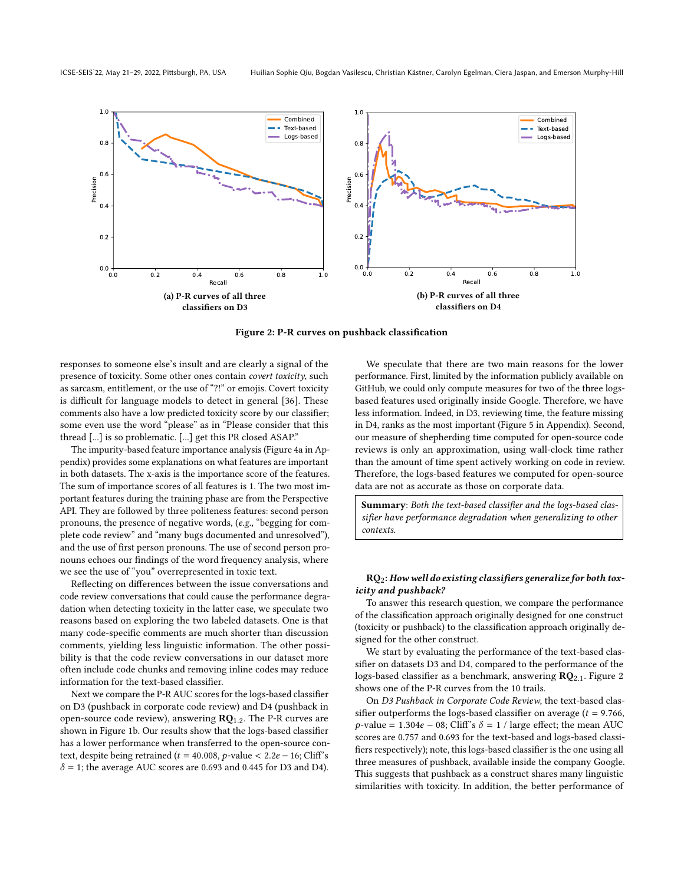(a) P-R curves of all three classifiers on D3

(b) P-R curves of all three classifiers on D4

**Figure 2: P-R curves on pushback classification**

responses to someone else's insult and are clearly a signal of the presence of toxicity. Some other ones contain *covert toxicity*, such as sarcasm, entitlement, or the use of "?!" or emojis. Covert toxicity is difficult for language models to detect in general [36]. These comments also have a low predicted toxicity score by our classifier; some even use the word "please" as in "Please consider that this thread [...] is so problematic. [...] get this PR closed ASAP."

The impurity-based feature importance analysis (Figure 4a in Appendix) provides some explanations on what features are important in both datasets. The x-axis is the importance score of the features. The sum of importance scores of all features is 1. The two most important features during the training phase are from the Perspective API. They are followed by three politeness features: second person pronouns, the presence of negative words, (*e.g.*, "begging for complete code review" and "many bugs documented and unresolved"), and the use of first person pronouns. The use of second person pronouns echoes our findings of the word frequency analysis, where we see the use of "you" overrepresented in toxic text.

Reflecting on differences between the issue conversations and code review conversations that could cause the performance degradation when detecting toxicity in the latter case, we speculate two reasons based on exploring the two labeled datasets. One is that many code-specific comments are much shorter than discussion comments, yielding less linguistic information. The other possibility is that the code review conversations in our dataset more often include code chunks and removing inline codes may reduce information for the text-based classifier.

Next we compare the P-R AUC scores for the logs-based classifier on D3 (pushback in corporate code review) and D4 (pushback in open-source code review), answering **RQ**$_{1.2}$. The P-R curves are shown in Figure 1b. Our results show that the logs-based classifier has a lower performance when transferred to the open-source context, despite being retrained ($t = 40.008$, $p$-value $< 2.2e-16$; Cliff's $\delta = 1$; the average AUC scores are 0.693 and 0.445 for D3 and D4).

We speculate that there are two main reasons for the lower performance. First, limited by the information publicly available on GitHub, we could only compute measures for two of the three logs-based features used originally inside Google. Therefore, we have less information. Indeed, in D3, reviewing time, the feature missing in D4, ranks as the most important (Figure 5 in Appendix). Second, our measure of shepherding time computed for open-source code reviews is only an approximation, using wall-clock time rather than the amount of time spent actively working on code in review. Therefore, the logs-based features we computed for open-source data are not as accurate as those on corporate data.

> **Summary**: *Both the text-based classifier and the logs-based classifier have performance degradation when generalizing to other contexts.*

**RQ**$_2$: ***How well do existing classifiers generalize for both toxicity and pushback?***

To answer this research question, we compare the performance of the classification approach originally designed for one construct (toxicity or pushback) to the classification approach originally designed for the other construct.

We start by evaluating the performance of the text-based classifier on datasets D3 and D4, compared to the performance of the logs-based classifier as a benchmark, answering **RQ**$_{2.1}$. Figure 2 shows one of the P-R curves from the 10 trails.

On *D3 Pushback in Corporate Code Review*, the text-based classifier outperforms the logs-based classifier on average ($t = 9.766$, $p$-value $= 1.304e-08$; Cliff's $\delta = 1$ / large effect; the mean AUC scores are 0.757 and 0.693 for the text-based and logs-based classifiers respectively); note, this logs-based classifier is the one using all three measures of pushback, available inside the company Google. This suggests that pushback as a construct shares many linguistic similarities with toxicity. In addition, the better performance of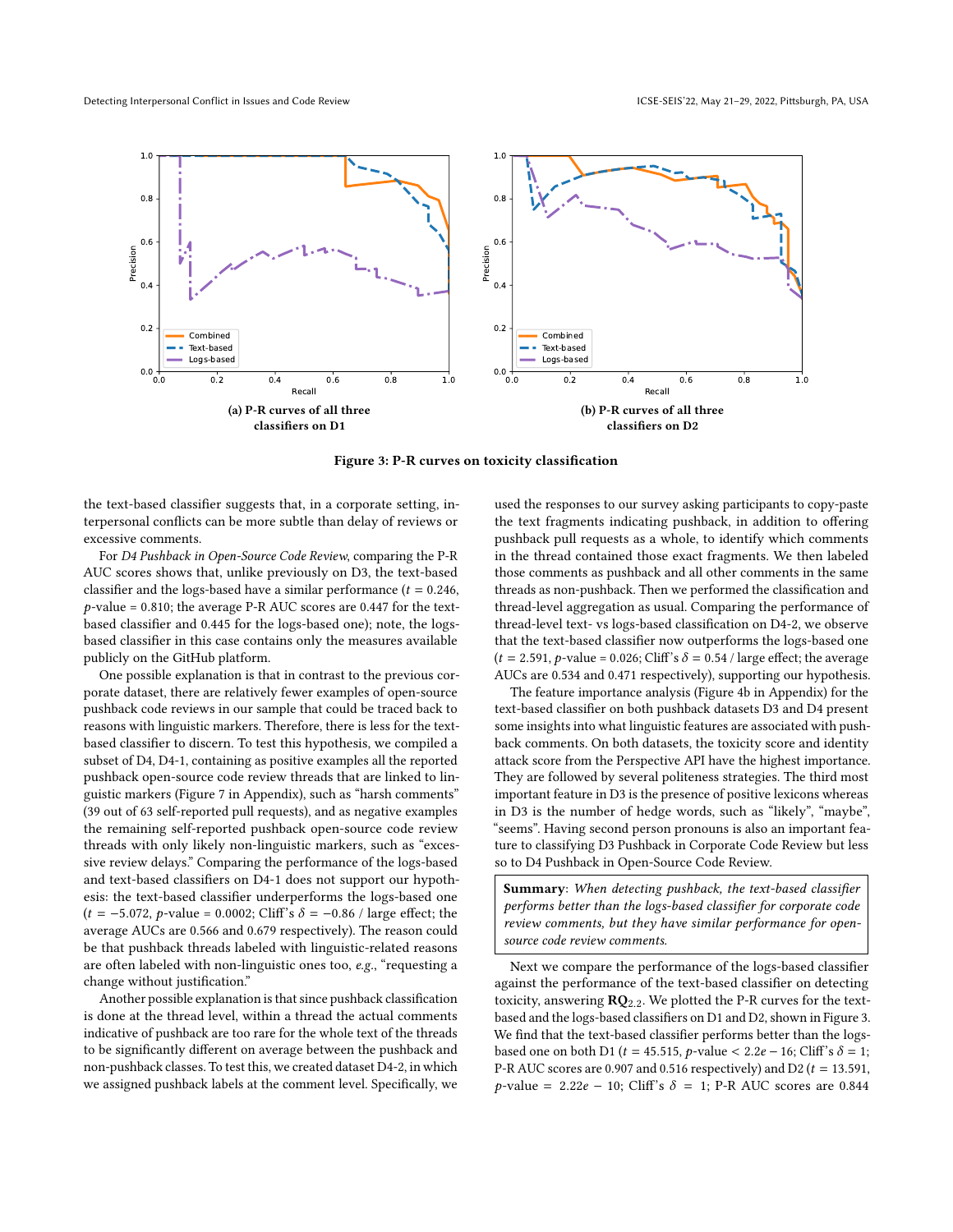(a) P-R curves of all three classifiers on D1

(b) P-R curves of all three classifiers on D2

**Figure 3: P-R curves on toxicity classification**

the text-based classifier suggests that, in a corporate setting, interpersonal conflicts can be more subtle than delay of reviews or excessive comments.

For *D4 Pushback in Open-Source Code Review*, comparing the P-R AUC scores shows that, unlike previously on D3, the text-based classifier and the logs-based have a similar performance ($t$ = 0.246, $p$-value = 0.810; the average P-R AUC scores are 0.447 for the text-based classifier and 0.445 for the logs-based one); note, the logs-based classifier in this case contains only the measures available publicly on the GitHub platform.

One possible explanation is that in contrast to the previous corporate dataset, there are relatively fewer examples of open-source pushback code reviews in our sample that could be traced back to reasons with linguistic markers. Therefore, there is less for the text-based classifier to discern. To test this hypothesis, we compiled a subset of D4, D4-1, containing as positive examples all the reported pushback open-source code review threads that are linked to linguistic markers (Figure 7 in Appendix), such as "harsh comments" (39 out of 63 self-reported pull requests), and as negative examples the remaining self-reported pushback open-source code review threads with only likely non-linguistic markers, such as "excessive review delays." Comparing the performance of the logs-based and text-based classifiers on D4-1 does not support our hypothesis: the text-based classifier underperforms the logs-based one ($t$ = −5.072, $p$-value = 0.0002; Cliff's $\delta$ = −0.86 / large effect; the average AUCs are 0.566 and 0.679 respectively). The reason could be that pushback threads labeled with linguistic-related reasons are often labeled with non-linguistic ones too, *e.g.*, "requesting a change without justification."

Another possible explanation is that since pushback classification is done at the thread level, within a thread the actual comments indicative of pushback are too rare for the whole text of the threads to be significantly different on average between the pushback and non-pushback classes. To test this, we created dataset D4-2, in which we assigned pushback labels at the comment level. Specifically, we used the responses to our survey asking participants to copy-paste the text fragments indicating pushback, in addition to offering pushback pull requests as a whole, to identify which comments in the thread contained those exact fragments. We then labeled those comments as pushback and all other comments in the same threads as non-pushback. Then we performed the classification and thread-level aggregation as usual. Comparing the performance of thread-level text- vs logs-based classification on D4-2, we observe that the text-based classifier now outperforms the logs-based one ($t$ = 2.591, $p$-value = 0.026; Cliff's $\delta$ = 0.54 / large effect; the average AUCs are 0.534 and 0.471 respectively), supporting our hypothesis.

The feature importance analysis (Figure 4b in Appendix) for the text-based classifier on both pushback datasets D3 and D4 present some insights into what linguistic features are associated with pushback comments. On both datasets, the toxicity score and identity attack score from the Perspective API have the highest importance. They are followed by several politeness strategies. The third most important feature in D3 is the presence of positive lexicons whereas in D3 is the number of hedge words, such as "likely", "maybe", "seems". Having second person pronouns is also an important feature to classifying D3 Pushback in Corporate Code Review but less so to D4 Pushback in Open-Source Code Review.

> **Summary**: *When detecting pushback, the text-based classifier performs better than the logs-based classifier for corporate code review comments, but they have similar performance for open-source code review comments.*

Next we compare the performance of the logs-based classifier against the performance of the text-based classifier on detecting toxicity, answering **RQ**$_{2.2}$. We plotted the P-R curves for the text-based and the logs-based classifiers on D1 and D2, shown in Figure 3. We find that the text-based classifier performs better than the logs-based one on both D1 ($t$ = 45.515, $p$-value < 2.2$e$ − 16; Cliff's $\delta$ = 1; P-R AUC scores are 0.907 and 0.516 respectively) and D2 ($t$ = 13.591, $p$-value = 2.22$e$ − 10; Cliff's $\delta$ = 1; P-R AUC scores are 0.844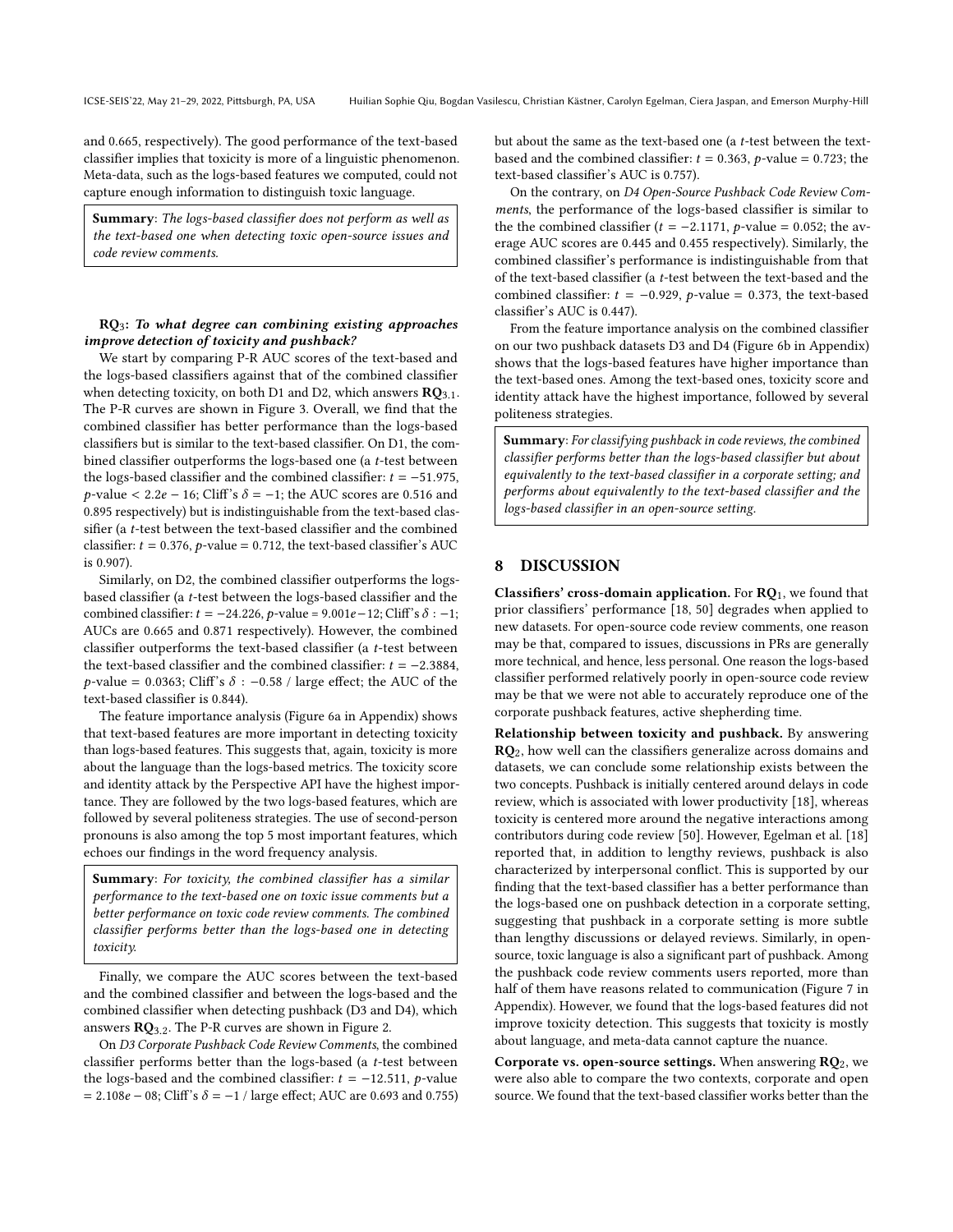and 0.665, respectively). The good performance of the text-based classifier implies that toxicity is more of a linguistic phenomenon. Meta-data, such as the logs-based features we computed, could not capture enough information to distinguish toxic language.

**Summary**: *The logs-based classifier does not perform as well as the text-based one when detecting toxic open-source issues and code review comments.*

**RQ$_3$:** ***To what degree can combining existing approaches improve detection of toxicity and pushback?***

We start by comparing P-R AUC scores of the text-based and the logs-based classifiers against that of the combined classifier when detecting toxicity, on both D1 and D2, which answers **RQ$_{3.1}$**. The P-R curves are shown in Figure 3. Overall, we find that the combined classifier has better performance than the logs-based classifiers but is similar to the text-based classifier. On D1, the combined classifier outperforms the logs-based one (a $t$-test between the logs-based classifier and the combined classifier: $t = -51.975$, $p$-value $< 2.2e-16$; Cliff's $\delta = -1$; the AUC scores are 0.516 and 0.895 respectively) but is indistinguishable from the text-based classifier (a $t$-test between the text-based classifier and the combined classifier: $t = 0.376$, $p$-value $= 0.712$, the text-based classifier's AUC is 0.907).

Similarly, on D2, the combined classifier outperforms the logs-based classifier (a $t$-test between the logs-based classifier and the combined classifier: $t = -24.226$, $p$-value $= 9.001e-12$; Cliff's $\delta : -1$; AUCs are 0.665 and 0.871 respectively). However, the combined classifier outperforms the text-based classifier (a $t$-test between the text-based classifier and the combined classifier: $t = -2.3884$, $p$-value $= 0.0363$; Cliff's $\delta : -0.58$ / large effect; the AUC of the text-based classifier is 0.844).

The feature importance analysis (Figure 6a in Appendix) shows that text-based features are more important in detecting toxicity than logs-based features. This suggests that, again, toxicity is more about the language than the logs-based metrics. The toxicity score and identity attack by the Perspective API have the highest importance. They are followed by the two logs-based features, which are followed by several politeness strategies. The use of second-person pronouns is also among the top 5 most important features, which echoes our findings in the word frequency analysis.

**Summary**: *For toxicity, the combined classifier has a similar performance to the text-based one on toxic issue comments but a better performance on toxic code review comments. The combined classifier performs better than the logs-based one in detecting toxicity.*

Finally, we compare the AUC scores between the text-based and the combined classifier and between the logs-based and the combined classifier when detecting pushback (D3 and D4), which answers **RQ$_{3.2}$**. The P-R curves are shown in Figure 2.

On *D3 Corporate Pushback Code Review Comments*, the combined classifier performs better than the logs-based (a $t$-test between the logs-based and the combined classifier: $t = -12.511$, $p$-value $= 2.108e-08$; Cliff's $\delta = -1$ / large effect; AUC are 0.693 and 0.755) but about the same as the text-based one (a $t$-test between the text-based and the combined classifier: $t = 0.363$, $p$-value $= 0.723$; the text-based classifier's AUC is 0.757).

On the contrary, on *D4 Open-Source Pushback Code Review Comments*, the performance of the logs-based classifier is similar to the the combined classifier ($t = -2.1171$, $p$-value $= 0.052$; the average AUC scores are 0.445 and 0.455 respectively). Similarly, the combined classifier's performance is indistinguishable from that of the text-based classifier (a $t$-test between the text-based and the combined classifier: $t = -0.929$, $p$-value $= 0.373$, the text-based classifier's AUC is 0.447).

From the feature importance analysis on the combined classifier on our two pushback datasets D3 and D4 (Figure 6b in Appendix) shows that the logs-based features have higher importance than the text-based ones. Among the text-based ones, toxicity score and identity attack have the highest importance, followed by several politeness strategies.

**Summary**: *For classifying pushback in code reviews, the combined classifier performs better than the logs-based classifier but about equivalently to the text-based classifier in a corporate setting; and performs about equivalently to the text-based classifier and the logs-based classifier in an open-source setting.*

## 8 DISCUSSION

**Classifiers' cross-domain application.** For **RQ$_1$**, we found that prior classifiers' performance [18, 50] degrades when applied to new datasets. For open-source code review comments, one reason may be that, compared to issues, discussions in PRs are generally more technical, and hence, less personal. One reason the logs-based classifier performed relatively poorly in open-source code review may be that we were not able to accurately reproduce one of the corporate pushback features, active shepherding time.

**Relationship between toxicity and pushback.** By answering **RQ$_2$**, how well can the classifiers generalize across domains and datasets, we can conclude some relationship exists between the two concepts. Pushback is initially centered around delays in code review, which is associated with lower productivity [18], whereas toxicity is centered more around the negative interactions among contributors during code review [50]. However, Egelman et al. [18] reported that, in addition to lengthy reviews, pushback is also characterized by interpersonal conflict. This is supported by our finding that the text-based classifier has a better performance than the logs-based one on pushback detection in a corporate setting, suggesting that pushback in a corporate setting is more subtle than lengthy discussions or delayed reviews. Similarly, in open-source, toxic language is also a significant part of pushback. Among the pushback code review comments users reported, more than half of them have reasons related to communication (Figure 7 in Appendix). However, we found that the logs-based features did not improve toxicity detection. This suggests that toxicity is mostly about language, and meta-data cannot capture the nuance.

**Corporate vs. open-source settings.** When answering **RQ$_2$**, we were also able to compare the two contexts, corporate and open source. We found that the text-based classifier works better than the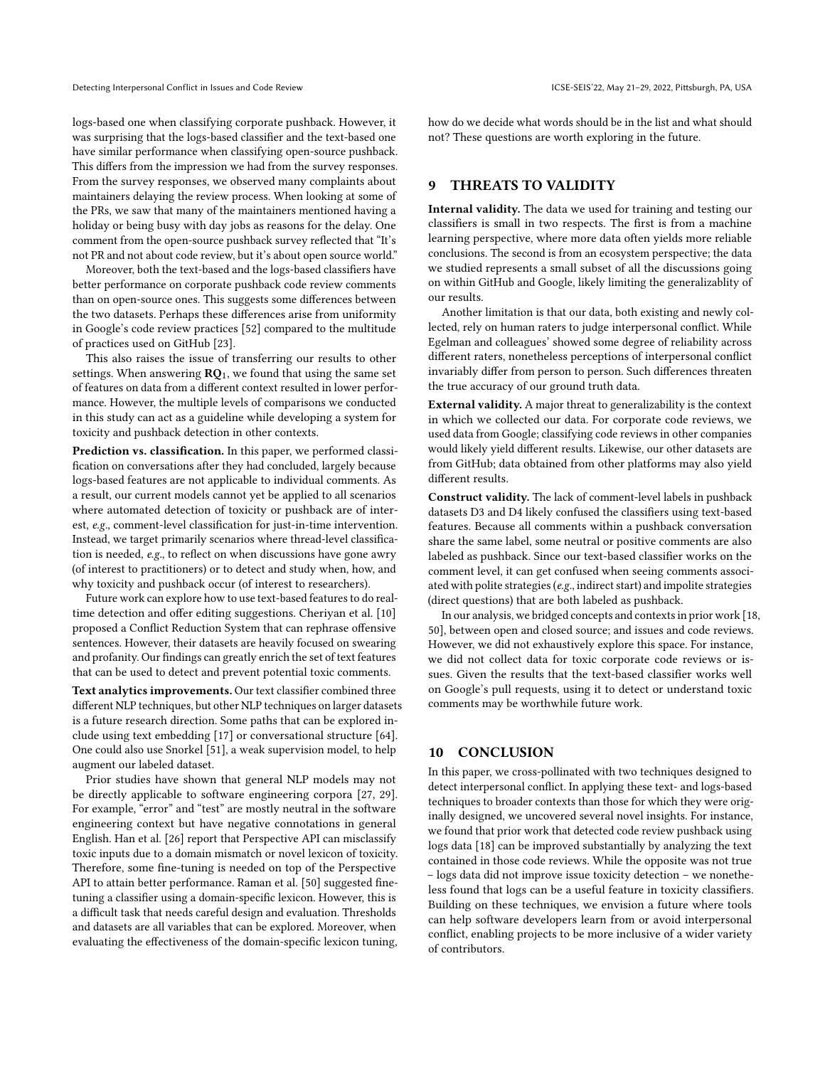logs-based one when classifying corporate pushback. However, it was surprising that the logs-based classifier and the text-based one have similar performance when classifying open-source pushback. This differs from the impression we had from the survey responses. From the survey responses, we observed many complaints about maintainers delaying the review process. When looking at some of the PRs, we saw that many of the maintainers mentioned having a holiday or being busy with day jobs as reasons for the delay. One comment from the open-source pushback survey reflected that "It's not PR and not about code review, but it's about open source world."

Moreover, both the text-based and the logs-based classifiers have better performance on corporate pushback code review comments than on open-source ones. This suggests some differences between the two datasets. Perhaps these differences arise from uniformity in Google's code review practices [52] compared to the multitude of practices used on GitHub [23].

This also raises the issue of transferring our results to other settings. When answering $\mathbf{RQ}_1$, we found that using the same set of features on data from a different context resulted in lower performance. However, the multiple levels of comparisons we conducted in this study can act as a guideline while developing a system for toxicity and pushback detection in other contexts.

**Prediction vs. classification.** In this paper, we performed classification on conversations after they had concluded, largely because logs-based features are not applicable to individual comments. As a result, our current models cannot yet be applied to all scenarios where automated detection of toxicity or pushback are of interest, *e.g.*, comment-level classification for just-in-time intervention. Instead, we target primarily scenarios where thread-level classification is needed, *e.g.*, to reflect on when discussions have gone awry (of interest to practitioners) or to detect and study when, how, and why toxicity and pushback occur (of interest to researchers).

Future work can explore how to use text-based features to do real-time detection and offer editing suggestions. Cheriyan et al. [10] proposed a Conflict Reduction System that can rephrase offensive sentences. However, their datasets are heavily focused on swearing and profanity. Our findings can greatly enrich the set of text features that can be used to detect and prevent potential toxic comments.

**Text analytics improvements.** Our text classifier combined three different NLP techniques, but other NLP techniques on larger datasets is a future research direction. Some paths that can be explored include using text embedding [17] or conversational structure [64]. One could also use Snorkel [51], a weak supervision model, to help augment our labeled dataset.

Prior studies have shown that general NLP models may not be directly applicable to software engineering corpora [27, 29]. For example, "error" and "test" are mostly neutral in the software engineering context but have negative connotations in general English. Han et al. [26] report that Perspective API can misclassify toxic inputs due to a domain mismatch or novel lexicon of toxicity. Therefore, some fine-tuning is needed on top of the Perspective API to attain better performance. Raman et al. [50] suggested fine-tuning a classifier using a domain-specific lexicon. However, this is a difficult task that needs careful design and evaluation. Thresholds and datasets are all variables that can be explored. Moreover, when evaluating the effectiveness of the domain-specific lexicon tuning, how do we decide what words should be in the list and what should not? These questions are worth exploring in the future.

## 9 THREATS TO VALIDITY

**Internal validity.** The data we used for training and testing our classifiers is small in two respects. The first is from a machine learning perspective, where more data often yields more reliable conclusions. The second is from an ecosystem perspective; the data we studied represents a small subset of all the discussions going on within GitHub and Google, likely limiting the generalizablity of our results.

Another limitation is that our data, both existing and newly collected, rely on human raters to judge interpersonal conflict. While Egelman and colleagues' showed some degree of reliability across different raters, nonetheless perceptions of interpersonal conflict invariably differ from person to person. Such differences threaten the true accuracy of our ground truth data.

**External validity.** A major threat to generalizability is the context in which we collected our data. For corporate code reviews, we used data from Google; classifying code reviews in other companies would likely yield different results. Likewise, our other datasets are from GitHub; data obtained from other platforms may also yield different results.

**Construct validity.** The lack of comment-level labels in pushback datasets D3 and D4 likely confused the classifiers using text-based features. Because all comments within a pushback conversation share the same label, some neutral or positive comments are also labeled as pushback. Since our text-based classifier works on the comment level, it can get confused when seeing comments associated with polite strategies (*e.g.*, indirect start) and impolite strategies (direct questions) that are both labeled as pushback.

In our analysis, we bridged concepts and contexts in prior work [18, 50], between open and closed source; and issues and code reviews. However, we did not exhaustively explore this space. For instance, we did not collect data for toxic corporate code reviews or issues. Given the results that the text-based classifier works well on Google's pull requests, using it to detect or understand toxic comments may be worthwhile future work.

## 10 CONCLUSION

In this paper, we cross-pollinated with two techniques designed to detect interpersonal conflict. In applying these text- and logs-based techniques to broader contexts than those for which they were originally designed, we uncovered several novel insights. For instance, we found that prior work that detected code review pushback using logs data [18] can be improved substantially by analyzing the text contained in those code reviews. While the opposite was not true – logs data did not improve issue toxicity detection – we nonetheless found that logs can be a useful feature in toxicity classifiers. Building on these techniques, we envision a future where tools can help software developers learn from or avoid interpersonal conflict, enabling projects to be more inclusive of a wider variety of contributors.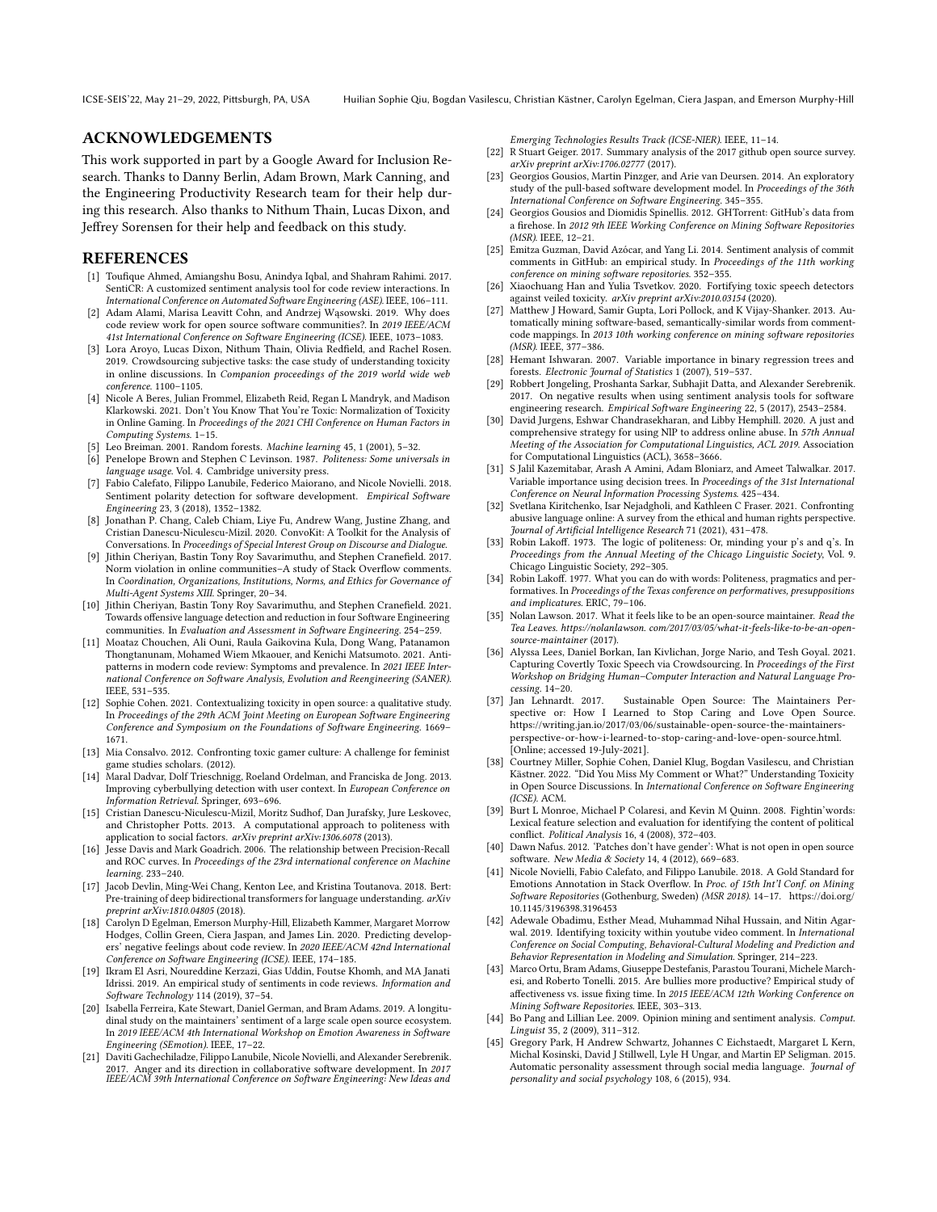## ACKNOWLEDGEMENTS

This work supported in part by a Google Award for Inclusion Research. Thanks to Danny Berlin, Adam Brown, Mark Canning, and the Engineering Productivity Research team for their help during this research. Also thanks to Nithum Thain, Lucas Dixon, and Jeffrey Sorensen for their help and feedback on this study.

## REFERENCES

[1] Toufique Ahmed, Amiangshu Bosu, Anindya Iqbal, and Shahram Rahimi. 2017. SentiCR: A customized sentiment analysis tool for code review interactions. In *International Conference on Automated Software Engineering (ASE)*. IEEE, 106–111.

[2] Adam Alami, Marisa Leavitt Cohn, and Andrzej Wąsowski. 2019. Why does code review work for open source software communities?. In *2019 IEEE/ACM 41st International Conference on Software Engineering (ICSE)*. IEEE, 1073–1083.

[3] Lora Aroyo, Lucas Dixon, Nithum Thain, Olivia Redfield, and Rachel Rosen. 2019. Crowdsourcing subjective tasks: the case study of understanding toxicity in online discussions. In *Companion proceedings of the 2019 world wide web conference*. 1100–1105.

[4] Nicole A Beres, Julian Frommel, Elizabeth Reid, Regan L Mandryk, and Madison Klarkowski. 2021. Don't You Know That You're Toxic: Normalization of Toxicity in Online Gaming. In *Proceedings of the 2021 CHI Conference on Human Factors in Computing Systems*. 1–15.

[5] Leo Breiman. 2001. Random forests. *Machine learning* 45, 1 (2001), 5–32.

[6] Penelope Brown and Stephen C Levinson. 1987. *Politeness: Some universals in language usage*. Vol. 4. Cambridge university press.

[7] Fabio Calefato, Filippo Lanubile, Federico Maiorano, and Nicole Novielli. 2018. Sentiment polarity detection for software development. *Empirical Software Engineering* 23, 3 (2018), 1352–1382.

[8] Jonathan P. Chang, Caleb Chiam, Liye Fu, Andrew Wang, Justine Zhang, and Cristian Danescu-Niculescu-Mizil. 2020. ConvoKit: A Toolkit for the Analysis of Conversations. In *Proceedings of Special Interest Group on Discourse and Dialogue*.

[9] Jithin Cheriyan, Bastin Tony Roy Savarimuthu, and Stephen Cranefield. 2017. Norm violation in online communities–A study of Stack Overflow comments. In *Coordination, Organizations, Institutions, Norms, and Ethics for Governance of Multi-Agent Systems XIII*. Springer, 20–34.

[10] Jithin Cheriyan, Bastin Tony Roy Savarimuthu, and Stephen Cranefield. 2021. Towards offensive language detection and reduction in four Software Engineering communities. In *Evaluation and Assessment in Software Engineering*. 254–259.

[11] Moataz Chouchen, Ali Ouni, Raula Gaikovina Kula, Dong Wang, Patanamon Thongtanunam, Mohamed Wiem Mkaouer, and Kenichi Matsumoto. 2021. Anti-patterns in modern code review: Symptoms and prevalence. In *2021 IEEE International Conference on Software Analysis, Evolution and Reengineering (SANER)*. IEEE, 531–535.

[12] Sophie Cohen. 2021. Contextualizing toxicity in open source: a qualitative study. In *Proceedings of the 29th ACM Joint Meeting on European Software Engineering Conference and Symposium on the Foundations of Software Engineering*. 1669–1671.

[13] Mia Consalvo. 2012. Confronting toxic gamer culture: A challenge for feminist game studies scholars. (2012).

[14] Maral Dadvar, Dolf Trieschnigg, Roeland Ordelman, and Franciska de Jong. 2013. Improving cyberbullying detection with user context. In *European Conference on Information Retrieval*. Springer, 693–696.

[15] Cristian Danescu-Niculescu-Mizil, Moritz Sudhof, Dan Jurafsky, Jure Leskovec, and Christopher Potts. 2013. A computational approach to politeness with application to social factors. *arXiv preprint arXiv:1306.6078* (2013).

[16] Jesse Davis and Mark Goadrich. 2006. The relationship between Precision-Recall and ROC curves. In *Proceedings of the 23rd international conference on Machine learning*. 233–240.

[17] Jacob Devlin, Ming-Wei Chang, Kenton Lee, and Kristina Toutanova. 2018. Bert: Pre-training of deep bidirectional transformers for language understanding. *arXiv preprint arXiv:1810.04805* (2018).

[18] Carolyn D Egelman, Emerson Murphy-Hill, Elizabeth Kammer, Margaret Morrow Hodges, Collin Green, Ciera Jaspan, and James Lin. 2020. Predicting developers' negative feelings about code review. In *2020 IEEE/ACM 42nd International Conference on Software Engineering (ICSE)*. IEEE, 174–185.

[19] Ikram El Asri, Noureddine Kerzazi, Gias Uddin, Foutse Khomh, and MA Janati Idrissi. 2019. An empirical study of sentiments in code reviews. *Information and Software Technology* 114 (2019), 37–54.

[20] Isabella Ferreira, Kate Stewart, Daniel German, and Bram Adams. 2019. A longitudinal study on the maintainers' sentiment of a large scale open source ecosystem. In *2019 IEEE/ACM 4th International Workshop on Emotion Awareness in Software Engineering (SEmotion)*. IEEE, 17–22.

[21] Daviti Gachechiladze, Filippo Lanubile, Nicole Novielli, and Alexander Serebrenik. 2017. Anger and its direction in collaborative software development. In *2017 IEEE/ACM 39th International Conference on Software Engineering: New Ideas and Emerging Technologies Results Track (ICSE-NIER)*. IEEE, 11–14.

[22] R Stuart Geiger. 2017. Summary analysis of the 2017 github open source survey. *arXiv preprint arXiv:1706.02777* (2017).

[23] Georgios Gousios, Martin Pinzger, and Arie van Deursen. 2014. An exploratory study of the pull-based software development model. In *Proceedings of the 36th International Conference on Software Engineering*. 345–355.

[24] Georgios Gousios and Diomidis Spinellis. 2012. GHTorrent: GitHub's data from a firehose. In *2012 9th IEEE Working Conference on Mining Software Repositories (MSR)*. IEEE, 12–21.

[25] Emitza Guzman, David Azócar, and Yang Li. 2014. Sentiment analysis of commit comments in GitHub: an empirical study. In *Proceedings of the 11th working conference on mining software repositories*. 352–355.

[26] Xiaochuang Han and Yulia Tsvetkov. 2020. Fortifying toxic speech detectors against veiled toxicity. *arXiv preprint arXiv:2010.03154* (2020).

[27] Matthew J Howard, Samir Gupta, Lori Pollock, and K Vijay-Shanker. 2013. Automatically mining software-based, semantically-similar words from comment-code mappings. In *2013 10th working conference on mining software repositories (MSR)*. IEEE, 377–386.

[28] Hemant Ishwaran. 2007. Variable importance in binary regression trees and forests. *Electronic Journal of Statistics* 1 (2007), 519–537.

[29] Robbert Jongeling, Proshanta Sarkar, Subhajit Datta, and Alexander Serebrenik. 2017. On negative results when using sentiment analysis tools for software engineering research. *Empirical Software Engineering* 22, 5 (2017), 2543–2584.

[30] David Jurgens, Eshwar Chandrasekharan, and Libby Hemphill. 2020. A just and comprehensive strategy for using NlP to address online abuse. In *57th Annual Meeting of the Association for Computational Linguistics, ACL 2019*. Association for Computational Linguistics (ACL), 3658–3666.

[31] S Jalil Kazemitabar, Arash A Amini, Adam Bloniarz, and Ameet Talwalkar. 2017. Variable importance using decision trees. In *Proceedings of the 31st International Conference on Neural Information Processing Systems*. 425–434.

[32] Svetlana Kiritchenko, Isar Nejadgholi, and Kathleen C Fraser. 2021. Confronting abusive language online: A survey from the ethical and human rights perspective. *Journal of Artificial Intelligence Research* 71 (2021), 431–478.

[33] Robin Lakoff. 1973. The logic of politeness: Or, minding your p's and q's. In *Proceedings from the Annual Meeting of the Chicago Linguistic Society*, Vol. 9. Chicago Linguistic Society, 292–305.

[34] Robin Lakoff. 1977. What you can do with words: Politeness, pragmatics and performatives. In *Proceedings of the Texas conference on performatives, presuppositions and implicatures*. ERIC, 79–106.

[35] Nolan Lawson. 2017. What it feels like to be an open-source maintainer. *Read the Tea Leaves. https://nolanlawson. com/2017/03/05/what-it-feels-like-to-be-an-open-source-maintainer* (2017).

[36] Alyssa Lees, Daniel Borkan, Ian Kivlichan, Jorge Nario, and Tesh Goyal. 2021. Capturing Covertly Toxic Speech via Crowdsourcing. In *Proceedings of the First Workshop on Bridging Human–Computer Interaction and Natural Language Processing*. 14–20.

[37] Jan Lehnardt. 2017. Sustainable Open Source: The Maintainers Perspective or: How I Learned to Stop Caring and Love Open Source. https://writing.jan.io/2017/03/06/sustainable-open-source-the-maintainers-perspective-or-how-i-learned-to-stop-caring-and-love-open-source.html. [Online; accessed 19-July-2021].

[38] Courtney Miller, Sophie Cohen, Daniel Klug, Bogdan Vasilescu, and Christian Kästner. 2022. "Did You Miss My Comment or What?" Understanding Toxicity in Open Source Discussions. In *International Conference on Software Engineering (ICSE)*. ACM.

[39] Burt L Monroe, Michael P Colaresi, and Kevin M Quinn. 2008. Fightin'words: Lexical feature selection and evaluation for identifying the content of political conflict. *Political Analysis* 16, 4 (2008), 372–403.

[40] Dawn Nafus. 2012. 'Patches don't have gender': What is not open in open source software. *New Media & Society* 14, 4 (2012), 669–683.

[41] Nicole Novielli, Fabio Calefato, and Filippo Lanubile. 2018. A Gold Standard for Emotions Annotation in Stack Overflow. In *Proc. of 15th Int'l Conf. on Mining Software Repositories* (Gothenburg, Sweden) *(MSR 2018)*. 14–17. https://doi.org/10.1145/3196398.3196453

[42] Adewale Obadimu, Esther Mead, Muhammad Nihal Hussain, and Nitin Agarwal. 2019. Identifying toxicity within youtube video comment. In *International Conference on Social Computing, Behavioral-Cultural Modeling and Prediction and Behavior Representation in Modeling and Simulation*. Springer, 214–223.

[43] Marco Ortu, Bram Adams, Giuseppe Destefanis, Parastou Tourani, Michele Marchesi, and Roberto Tonelli. 2015. Are bullies more productive? Empirical study of affectiveness vs. issue fixing time. In *2015 IEEE/ACM 12th Working Conference on Mining Software Repositories*. IEEE, 303–313.

[44] Bo Pang and Lillian Lee. 2009. Opinion mining and sentiment analysis. *Comput. Linguist* 35, 2 (2009), 311–312.

[45] Gregory Park, H Andrew Schwartz, Johannes C Eichstaedt, Margaret L Kern, Michal Kosinski, David J Stillwell, Lyle H Ungar, and Martin EP Seligman. 2015. Automatic personality assessment through social media language. *Journal of personality and social psychology* 108, 6 (2015), 934.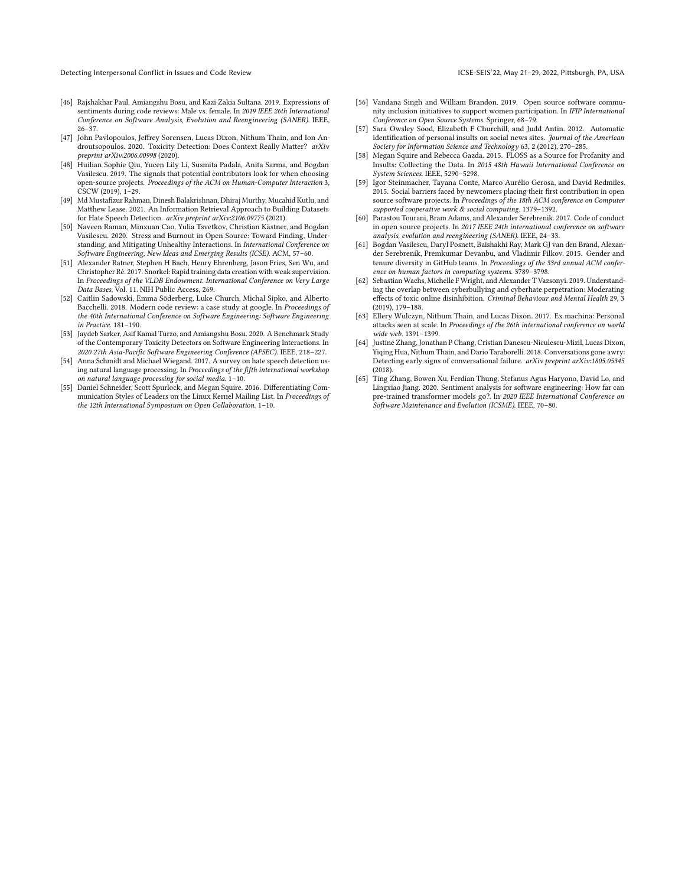[46] Rajshakhar Paul, Amiangshu Bosu, and Kazi Zakia Sultana. 2019. Expressions of sentiments during code reviews: Male vs. female. In *2019 IEEE 26th International Conference on Software Analysis, Evolution and Reengineering (SANER)*. IEEE, 26–37.

[47] John Pavlopoulos, Jeffrey Sorensen, Lucas Dixon, Nithum Thain, and Ion Androutsopoulos. 2020. Toxicity Detection: Does Context Really Matter? *arXiv preprint arXiv:2006.00998* (2020).

[48] Huilian Sophie Qiu, Yucen Lily Li, Susmita Padala, Anita Sarma, and Bogdan Vasilescu. 2019. The signals that potential contributors look for when choosing open-source projects. *Proceedings of the ACM on Human-Computer Interaction* 3, CSCW (2019), 1–29.

[49] Md Mustafizur Rahman, Dinesh Balakrishnan, Dhiraj Murthy, Mucahid Kutlu, and Matthew Lease. 2021. An Information Retrieval Approach to Building Datasets for Hate Speech Detection. *arXiv preprint arXiv:2106.09775* (2021).

[50] Naveen Raman, Minxuan Cao, Yulia Tsvetkov, Christian Kästner, and Bogdan Vasilescu. 2020. Stress and Burnout in Open Source: Toward Finding, Understanding, and Mitigating Unhealthy Interactions. In *International Conference on Software Engineering, New Ideas and Emerging Results (ICSE)*. ACM, 57–60.

[51] Alexander Ratner, Stephen H Bach, Henry Ehrenberg, Jason Fries, Sen Wu, and Christopher Ré. 2017. Snorkel: Rapid training data creation with weak supervision. In *Proceedings of the VLDB Endowment. International Conference on Very Large Data Bases*, Vol. 11. NIH Public Access, 269.

[52] Caitlin Sadowski, Emma Söderberg, Luke Church, Michal Sipko, and Alberto Bacchelli. 2018. Modern code review: a case study at google. In *Proceedings of the 40th International Conference on Software Engineering: Software Engineering in Practice*. 181–190.

[53] Jaydeb Sarker, Asif Kamal Turzo, and Amiangshu Bosu. 2020. A Benchmark Study of the Contemporary Toxicity Detectors on Software Engineering Interactions. In *2020 27th Asia-Pacific Software Engineering Conference (APSEC)*. IEEE, 218–227.

[54] Anna Schmidt and Michael Wiegand. 2017. A survey on hate speech detection using natural language processing. In *Proceedings of the fifth international workshop on natural language processing for social media*. 1–10.

[55] Daniel Schneider, Scott Spurlock, and Megan Squire. 2016. Differentiating Communication Styles of Leaders on the Linux Kernel Mailing List. In *Proceedings of the 12th International Symposium on Open Collaboration*. 1–10.

[56] Vandana Singh and William Brandon. 2019. Open source software community inclusion initiatives to support women participation. In *IFIP International Conference on Open Source Systems*. Springer, 68–79.

[57] Sara Owsley Sood, Elizabeth F Churchill, and Judd Antin. 2012. Automatic identification of personal insults on social news sites. *Journal of the American Society for Information Science and Technology* 63, 2 (2012), 270–285.

[58] Megan Squire and Rebecca Gazda. 2015. FLOSS as a Source for Profanity and Insults: Collecting the Data. In *2015 48th Hawaii International Conference on System Sciences*. IEEE, 5290–5298.

[59] Igor Steinmacher, Tayana Conte, Marco Aurélio Gerosa, and David Redmiles. 2015. Social barriers faced by newcomers placing their first contribution in open source software projects. In *Proceedings of the 18th ACM conference on Computer supported cooperative work & social computing*. 1379–1392.

[60] Parastou Tourani, Bram Adams, and Alexander Serebrenik. 2017. Code of conduct in open source projects. In *2017 IEEE 24th international conference on software analysis, evolution and reengineering (SANER)*. IEEE, 24–33.

[61] Bogdan Vasilescu, Daryl Posnett, Baishakhi Ray, Mark GJ van den Brand, Alexander Serebrenik, Premkumar Devanbu, and Vladimir Filkov. 2015. Gender and tenure diversity in GitHub teams. In *Proceedings of the 33rd annual ACM conference on human factors in computing systems*. 3789–3798.

[62] Sebastian Wachs, Michelle F Wright, and Alexander T Vazsonyi. 2019. Understanding the overlap between cyberbullying and cyberhate perpetration: Moderating effects of toxic online disinhibition. *Criminal Behaviour and Mental Health* 29, 3 (2019), 179–188.

[63] Ellery Wulczyn, Nithum Thain, and Lucas Dixon. 2017. Ex machina: Personal attacks seen at scale. In *Proceedings of the 26th international conference on world wide web*. 1391–1399.

[64] Justine Zhang, Jonathan P Chang, Cristian Danescu-Niculescu-Mizil, Lucas Dixon, Yiqing Hua, Nithum Thain, and Dario Taraborelli. 2018. Conversations gone awry: Detecting early signs of conversational failure. *arXiv preprint arXiv:1805.05345* (2018).

[65] Ting Zhang, Bowen Xu, Ferdian Thung, Stefanus Agus Haryono, David Lo, and Lingxiao Jiang. 2020. Sentiment analysis for software engineering: How far can pre-trained transformer models go?. In *2020 IEEE International Conference on Software Maintenance and Evolution (ICSME)*. IEEE, 70–80.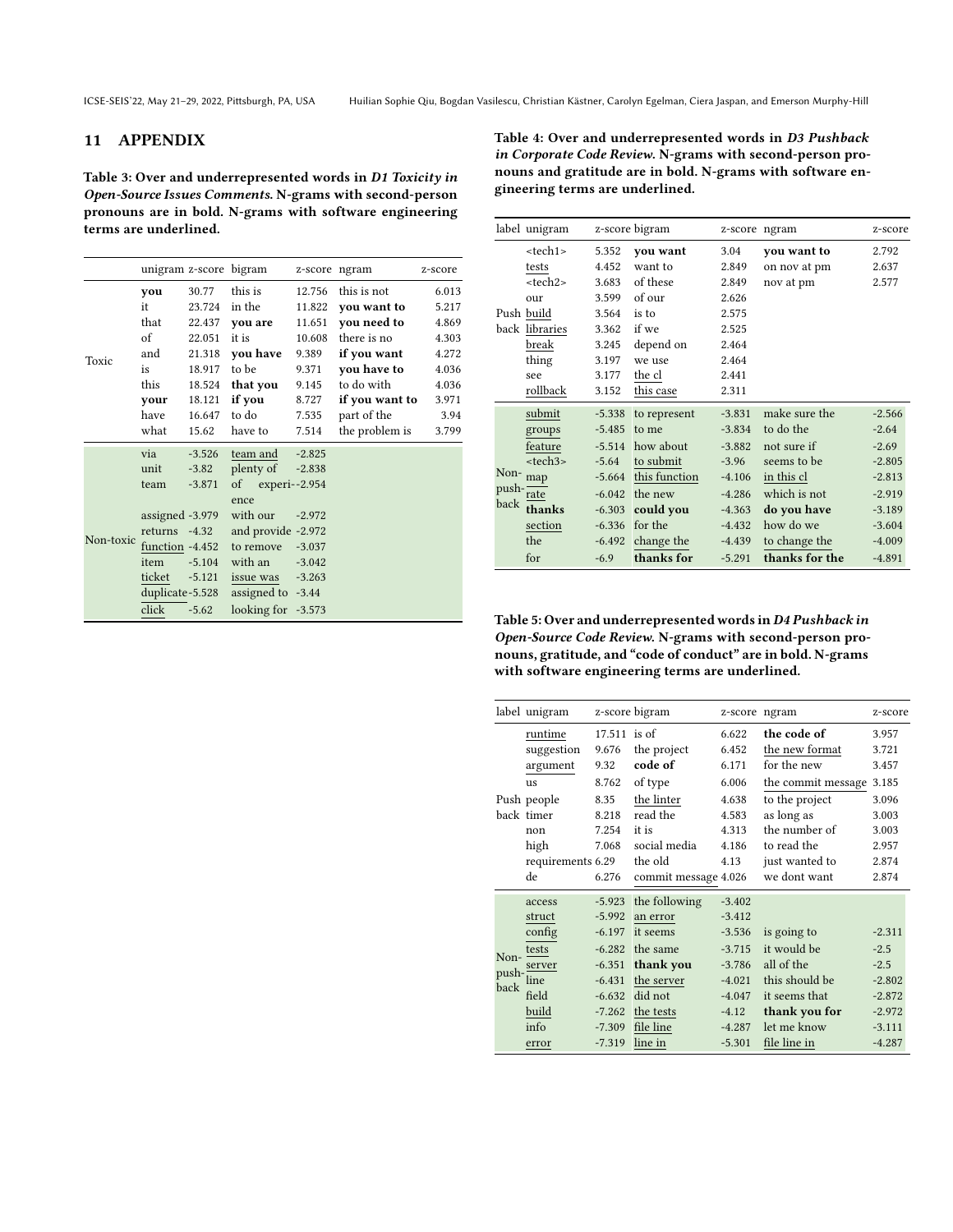## 11 APPENDIX

**Table 3: Over and underrepresented words in *D1 Toxicity in Open-Source Issues Comments*. N-grams with second-person pronouns are in bold. N-grams with software engineering terms are underlined.**

| | unigram | z-score | bigram | z-score | ngram | z-score |
|---|---|---|---|---|---|---|
| Toxic | **you** | 30.77 | this is | 12.756 | this is not | 6.013 |
| | it | 23.724 | in the | 11.822 | **you want to** | 5.217 |
| | that | 22.437 | **you are** | 11.651 | **you need to** | 4.869 |
| | of | 22.051 | it is | 10.608 | there is no | 4.303 |
| | and | 21.318 | **you have** | 9.389 | **if you want** | 4.272 |
| | is | 18.917 | to be | 9.371 | **you have to** | 4.036 |
| | this | 18.524 | **that you** | 9.145 | to do with | 4.036 |
| | **your** | 18.121 | **if you** | 8.727 | **if you want to** | 3.971 |
| | have | 16.647 | to do | 7.535 | part of the | 3.94 |
| | what | 15.62 | have to | 7.514 | the problem is | 3.799 |
| Non-toxic | via | -3.526 | <u>team and</u> | -2.825 | | |
| | unit | -3.82 | plenty of | -2.838 | | |
| | team | -3.871 | of experience | -2.954 | | |
| | assigned | -3.979 | with our | -2.972 | | |
| | returns | -4.32 | and provide | -2.972 | | |
| | <u>function</u> | -4.452 | to remove | -3.037 | | |
| | item | -5.104 | with an | -3.042 | | |
| | <u>ticket</u> | -5.121 | <u>issue was</u> | -3.263 | | |
| | duplicate | -5.528 | assigned to | -3.44 | | |
| | <u>click</u> | -5.62 | looking for | -3.573 | | |

**Table 4: Over and underrepresented words in *D3 Pushback in Corporate Code Review*. N-grams with second-person pronouns and gratitude are in bold. N-grams with software engineering terms are underlined.**

| label | unigram | z-score | bigram | z-score | ngram | z-score |
|---|---|---|---|---|---|---|
| Push back | <tech1> | 5.352 | **you want** | 3.04 | **you want to** | 2.792 |
| | <u>tests</u> | 4.452 | want to | 2.849 | on nov at pm | 2.637 |
| | <tech2> | 3.683 | of these | 2.849 | nov at pm | 2.577 |
| | our | 3.599 | of our | 2.626 | | |
| | <u>build</u> | 3.564 | is to | 2.575 | | |
| | <u>libraries</u> | 3.362 | if we | 2.525 | | |
| | <u>break</u> | 3.245 | depend on | 2.464 | | |
| | thing | 3.197 | we use | 2.464 | | |
| | see | 3.177 | <u>the cl</u> | 2.441 | | |
| | <u>rollback</u> | 3.152 | <u>this case</u> | 2.311 | | |
| Non-push-back | <u>submit</u> | -5.338 | to represent | -3.831 | make sure the | -2.566 |
| | <u>groups</u> | -5.485 | to me | -3.834 | to do the | -2.64 |
| | <u>feature</u> | -5.514 | how about | -3.882 | not sure if | -2.69 |
| | <tech3> | -5.64 | <u>to submit</u> | -3.96 | seems to be | -2.805 |
| | <u>map</u> | -5.664 | <u>this function</u> | -4.106 | <u>in this cl</u> | -2.813 |
| | <u>rate</u> | -6.042 | the new | -4.286 | which is not | -2.919 |
| | **thanks** | -6.303 | **could you** | -4.363 | **do you have** | -3.189 |
| | <u>section</u> | -6.336 | for the | -4.432 | how do we | -3.604 |
| | the | -6.492 | change the | -4.439 | to change the | -4.009 |
| | for | -6.9 | **thanks for** | -5.291 | **thanks for the** | -4.891 |

**Table 5: Over and underrepresented words in *D4 Pushback in Open-Source Code Review*. N-grams with second-person pronouns, gratitude, and "code of conduct" are in bold. N-grams with software engineering terms are underlined.**

| label | unigram | z-score | bigram | z-score | ngram | z-score |
|---|---|---|---|---|---|---|
| Push back | <u>runtime</u> | 17.511 | is of | 6.622 | **the code of** | 3.957 |
| | suggestion | 9.676 | the project | 6.452 | <u>the new format</u> | 3.721 |
| | <u>argument</u> | 9.32 | **code of** | 6.171 | for the new | 3.457 |
| | us | 8.762 | of type | 6.006 | <u>the commit message</u> | 3.185 |
| | people | 8.35 | <u>the linter</u> | 4.638 | to the project | 3.096 |
| | timer | 8.218 | read the | 4.583 | as long as | 3.003 |
| | non | 7.254 | it is | 4.313 | the number of | 3.003 |
| | high | 7.068 | social media | 4.186 | to read the | 2.957 |
| | requirements | 6.29 | the old | 4.13 | just wanted to | 2.874 |
| | de | 6.276 | <u>commit message</u> | 4.026 | we dont want | 2.874 |
| Non-push-back | access | -5.923 | the following | -3.402 | | |
| | <u>struct</u> | -5.992 | <u>an error</u> | -3.412 | | |
| | <u>config</u> | -6.197 | it seems | -3.536 | is going to | -2.311 |
| | <u>tests</u> | -6.282 | the same | -3.715 | it would be | -2.5 |
| | <u>server</u> | -6.351 | **thank you** | -3.786 | all of the | -2.5 |
| | <u>line</u> | -6.431 | <u>the server</u> | -4.021 | this should be | -2.802 |
| | field | -6.632 | did not | -4.047 | it seems that | -2.872 |
| | <u>build</u> | -7.262 | <u>the tests</u> | -4.12 | **thank you for** | -2.972 |
| | info | -7.309 | <u>file line</u> | -4.287 | let me know | -3.111 |
| | <u>error</u> | -7.319 | <u>line in</u> | -5.301 | <u>file line in</u> | -4.287 |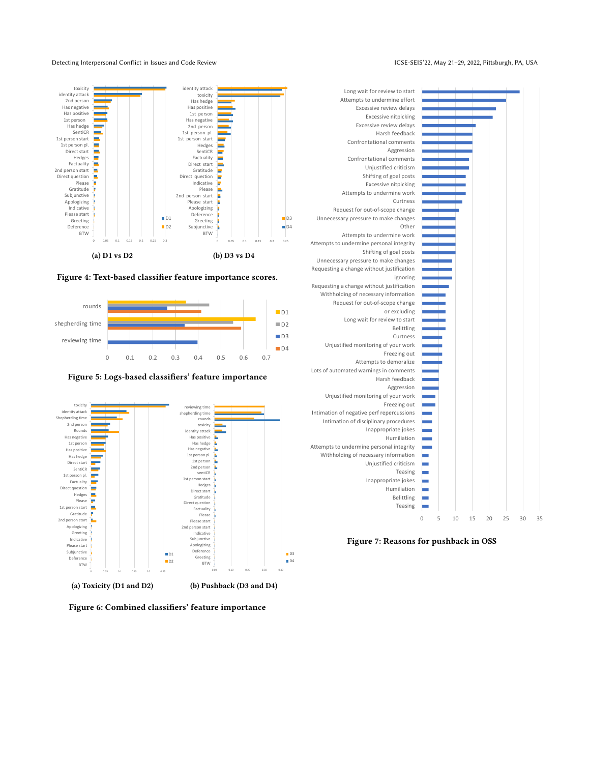toxicity
identity attack
2nd person
Has negative
Has positive
1st person
Has hedge
SentiCR
1st person start
1st person pl.
Direct start
Hedges
Factuality
2nd person start
Direct question
Please
Gratitude
Subjunctive
Apologizing
Indicative
Please start
Greeting
Deference
BTW

0 0.05 0.1 0.15 0.2 0.25 0.3

D1
D2

(a) D1 vs D2

identity attack
toxicity
Has hedge
Has positive
1st person
Has negative
2nd person
1st person pl.
1st person start
Hedges
SentiCR
Factuality
Direct start
Gratitude
Direct question
Indicative
Please
2nd person start
Please start
Apologizing
Deference
Greeting
Subjunctive
BTW

0 0.05 0.1 0.15 0.2 0.25

D3
D4

(b) D3 vs D4

**Figure 4: Text-based classifier feature importance scores.**

rounds
shepherding time
reviewing time

0 0.1 0.2 0.3 0.4 0.5 0.6 0.7

D1
D2
D3
D4

**Figure 5: Logs-based classifiers' feature importance**

toxicity
identity attack
Shepherding time
2nd person
Rounds
Has negative
1st person
Has positive
Has hedge
Direct start
SentiCR
1st person pl.
Factuality
Direct question
Hedges
Please
1st person start
Gratitude
2nd person start
Apologizing
Greeting
Indicative
Please start
Subjunctive
Deference
BTW

0 0.05 0.1 0.15 0.2 0.25

D1
D2

(a) Toxicity (D1 and D2)

reviewing time
shepherding time
rounds
toxicity
identity attack
Has positive
Has hedge
Has negative
1st person pl.
1st person
2nd person
sentiCR
1st person start
Hedges
Direct start
Gratitude
Direct question
Factuality
Please
Please start
2nd person start
Indicative
Subjunctive
Apologizing
Deference
Greeting
BTW

0.00 0.10 0.20 0.30 0.40

D3
D4

(b) Pushback (D3 and D4)

**Figure 6: Combined classifiers' feature importance**

Long wait for review to start
Attempts to undermine effort
Excessive review delays
Excessive nitpicking
Excessive review delays
Harsh feedback
Confrontational comments
Aggression
Confrontational comments
Unjustified criticism
Shifting of goal posts
Excessive nitpicking
Attempts to undermine work
Curtness
Request for out-of-scope change
Unnecessary pressure to make changes
Other
Attempts to undermine work
Attempts to undermine personal integrity
Shifting of goal posts
Unnecessary pressure to make changes
Requesting a change without justification
ignoring
Requesting a change without justification
Withholding of necessary information
Request for out-of-scope change
or excluding
Long wait for review to start
Belittling
Curtness
Unjustified monitoring of your work
Freezing out
Attempts to demoralize
Lots of automated warnings in comments
Harsh feedback
Aggression
Unjustified monitoring of your work
Freezing out
Intimation of negative perf repercussions
Intimation of disciplinary procedures
Inappropriate jokes
Humiliation
Attempts to undermine personal integrity
Withholding of necessary information
Unjustified criticism
Teasing
Inappropriate jokes
Humiliation
Belittling
Teasing

0 5 10 15 20 25 30 35

**Figure 7: Reasons for pushback in OSS**